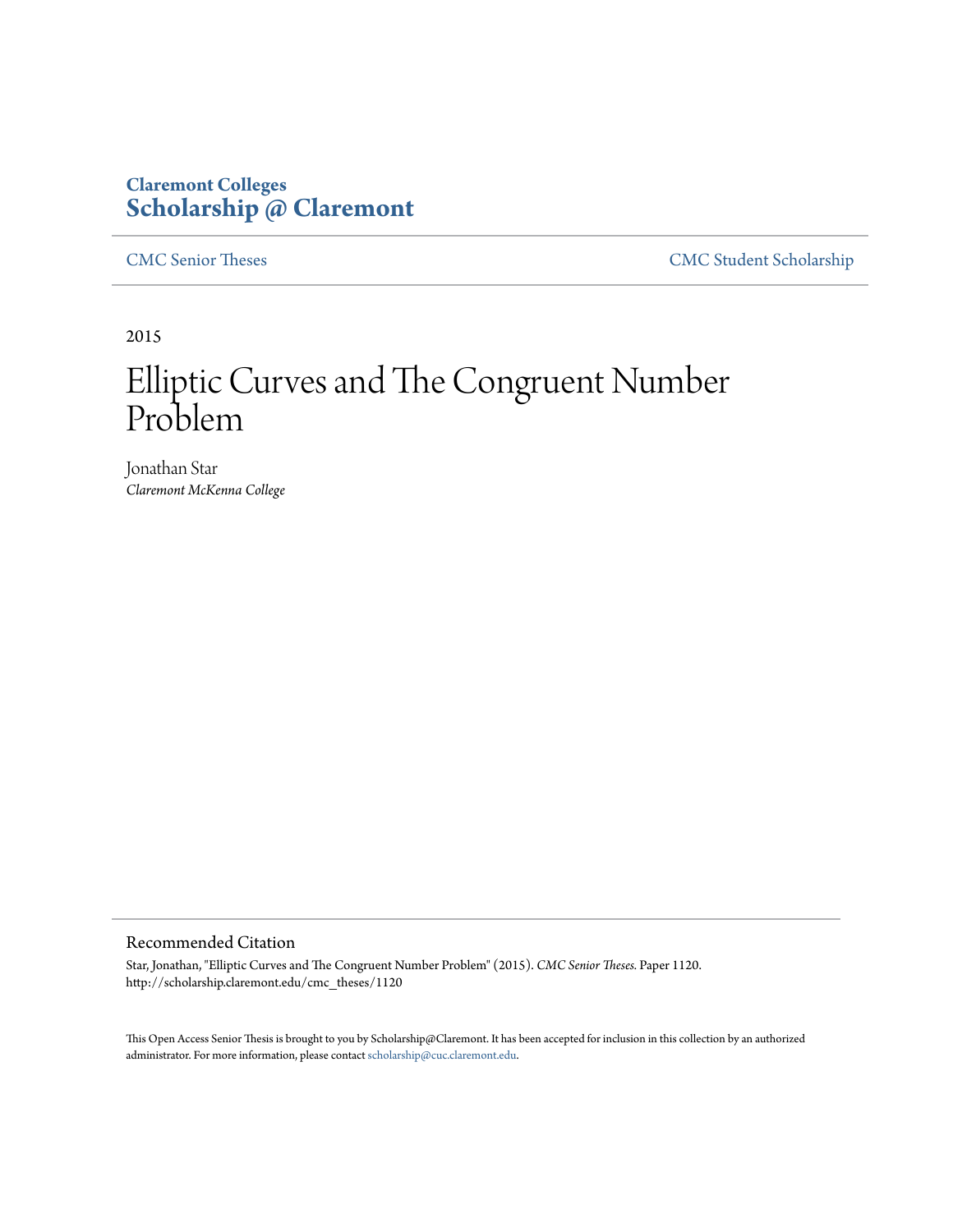**Claremont Colleges**
**Scholarship @ Claremont**

CMC Senior Theses | CMC Student Scholarship

2015

# Elliptic Curves and The Congruent Number Problem

Jonathan Star
*Claremont McKenna College*

## Recommended Citation

Star, Jonathan, "Elliptic Curves and The Congruent Number Problem" (2015). *CMC Senior Theses.* Paper 1120.
http://scholarship.claremont.edu/cmc_theses/1120

This Open Access Senior Thesis is brought to you by Scholarship@Claremont. It has been accepted for inclusion in this collection by an authorized administrator. For more information, please contact scholarship@cuc.claremont.edu.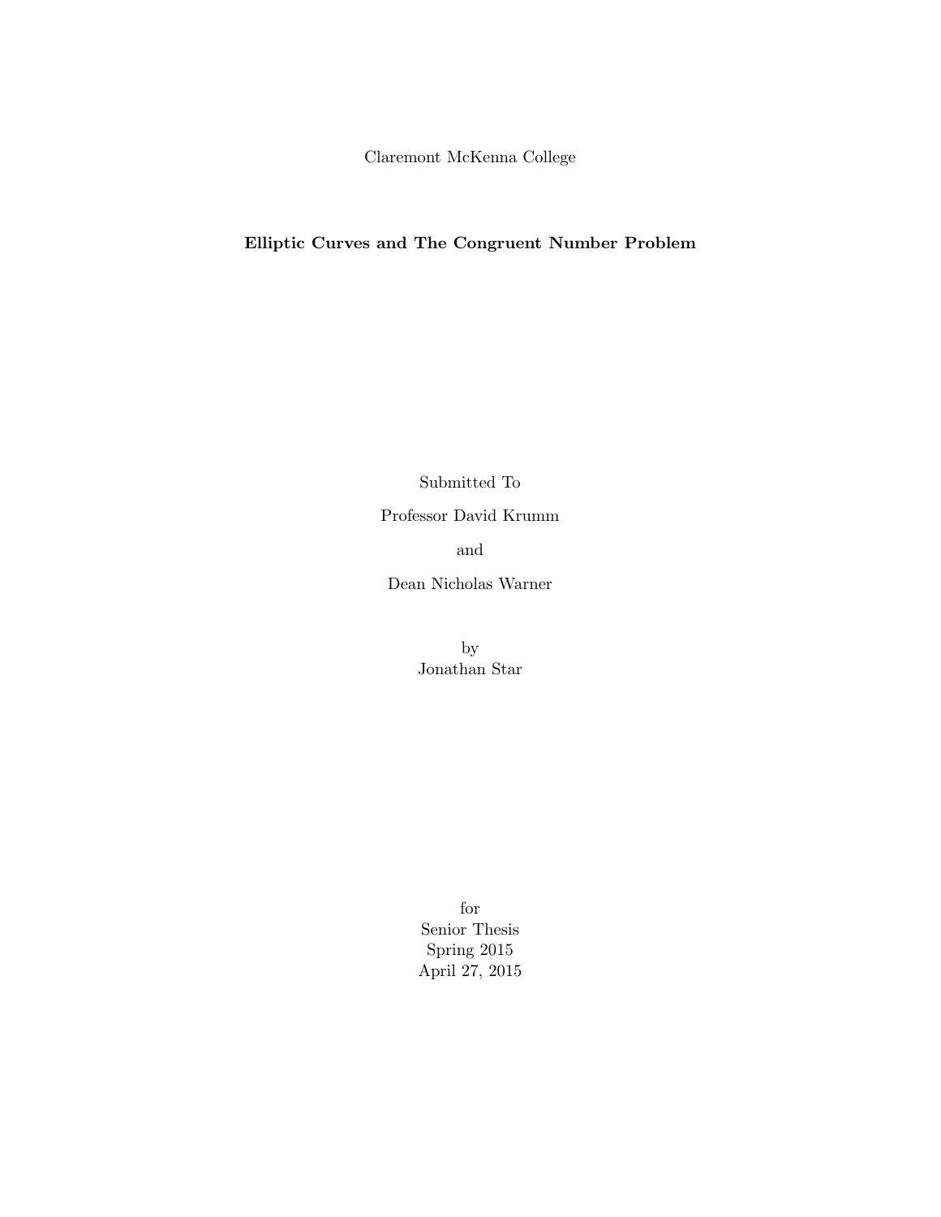Claremont McKenna College

**Elliptic Curves and The Congruent Number Problem**

Submitted To

Professor David Krumm

and

Dean Nicholas Warner

by

Jonathan Star

for

Senior Thesis

Spring 2015

April 27, 2015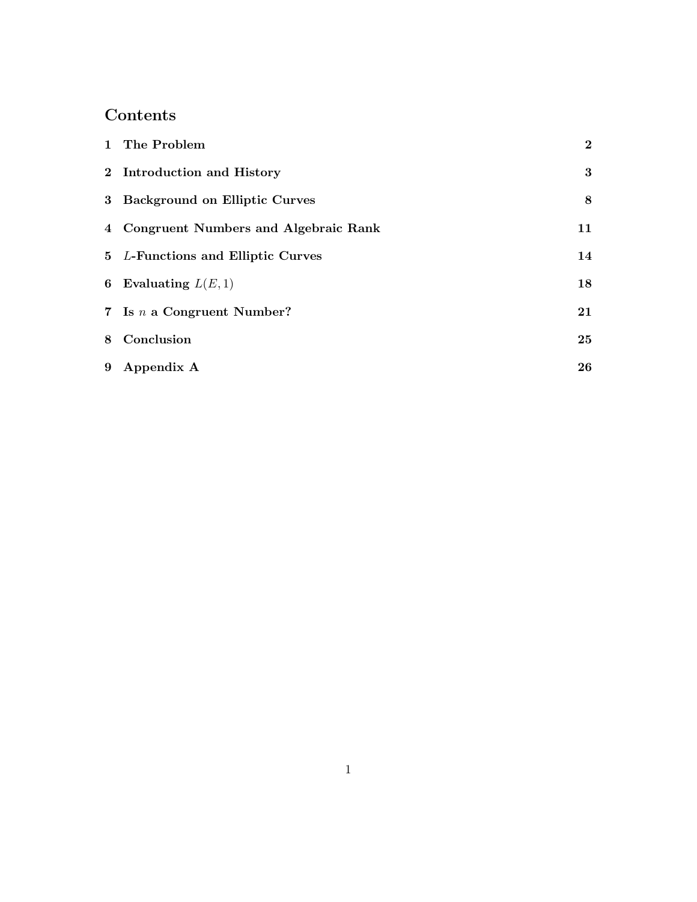## Contents

| | | |
|---|---|---|
| 1 | **The Problem** | **2** |
| 2 | **Introduction and History** | **3** |
| 3 | **Background on Elliptic Curves** | **8** |
| 4 | **Congruent Numbers and Algebraic Rank** | **11** |
| 5 | **$L$-Functions and Elliptic Curves** | **14** |
| 6 | **Evaluating $L(E, 1)$** | **18** |
| 7 | **Is $n$ a Congruent Number?** | **21** |
| 8 | **Conclusion** | **25** |
| 9 | **Appendix A** | **26** |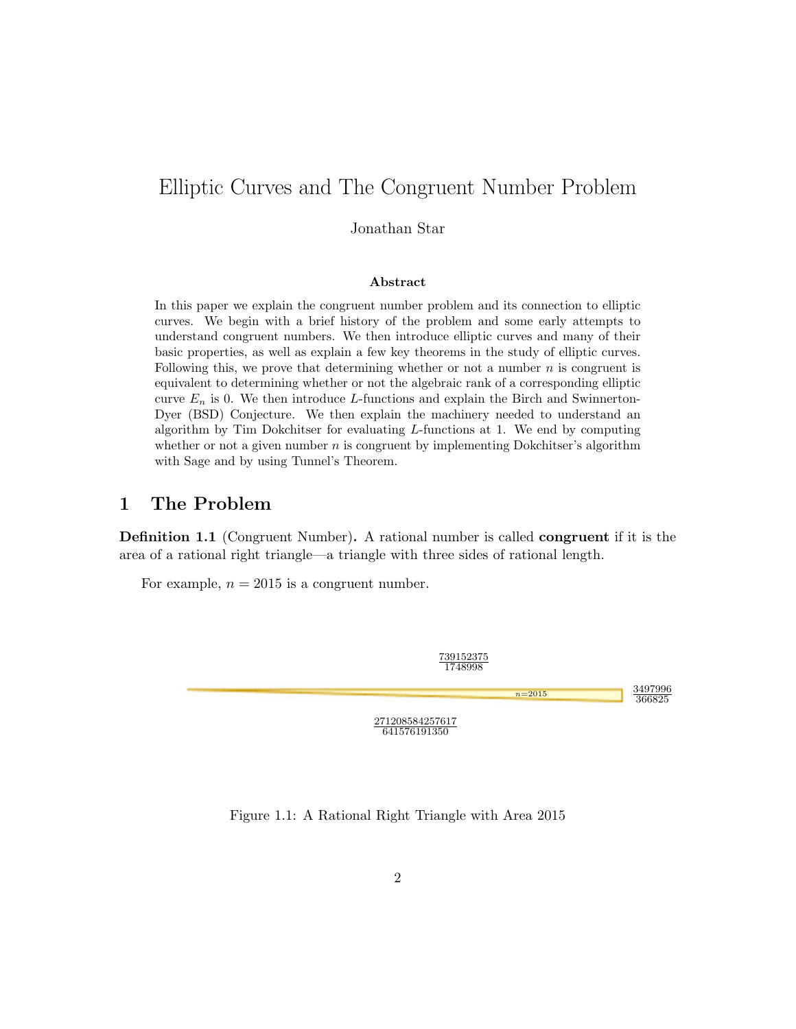# Elliptic Curves and The Congruent Number Problem

Jonathan Star

**Abstract**

In this paper we explain the congruent number problem and its connection to elliptic curves. We begin with a brief history of the problem and some early attempts to understand congruent numbers. We then introduce elliptic curves and many of their basic properties, as well as explain a few key theorems in the study of elliptic curves. Following this, we prove that determining whether or not a number $n$ is congruent is equivalent to determining whether or not the algebraic rank of a corresponding elliptic curve $E_n$ is 0. We then introduce $L$-functions and explain the Birch and Swinnerton-Dyer (BSD) Conjecture. We then explain the machinery needed to understand an algorithm by Tim Dokchitser for evaluating $L$-functions at 1. We end by computing whether or not a given number $n$ is congruent by implementing Dokchitser's algorithm with Sage and by using Tunnel's Theorem.

## 1 The Problem

**Definition 1.1** (Congruent Number)**.** A rational number is called **congruent** if it is the area of a rational right triangle—a triangle with three sides of rational length.

For example, $n = 2015$ is a congruent number.

$\frac{739152375}{1748998}$

$n{=}2015$

$\frac{3497996}{366825}$

$\frac{271208584257617}{641576191350}$

Figure 1.1: A Rational Right Triangle with Area 2015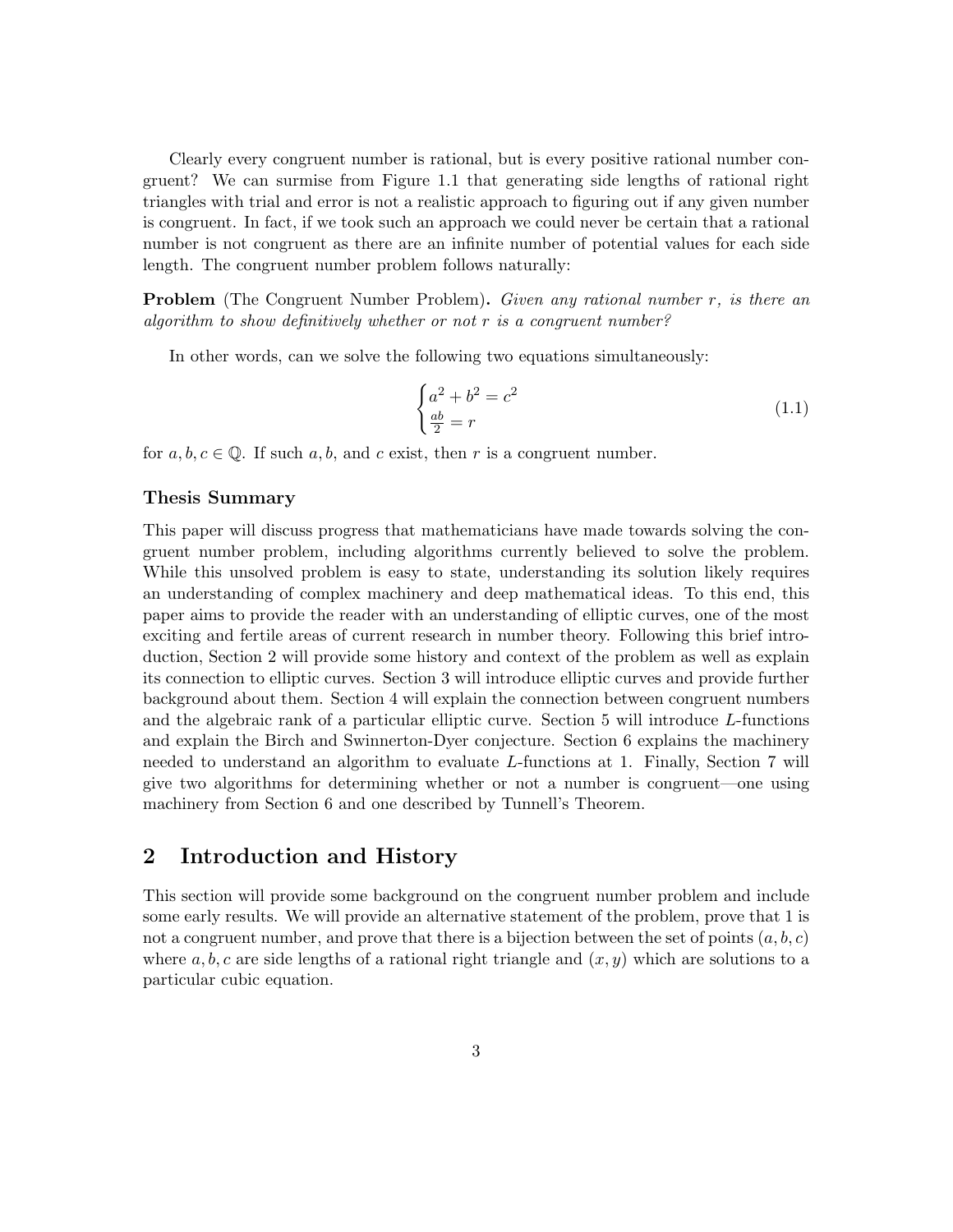Clearly every congruent number is rational, but is every positive rational number congruent? We can surmise from Figure 1.1 that generating side lengths of rational right triangles with trial and error is not a realistic approach to figuring out if any given number is congruent. In fact, if we took such an approach we could never be certain that a rational number is not congruent as there are an infinite number of potential values for each side length. The congruent number problem follows naturally:

**Problem** (The Congruent Number Problem)**.** *Given any rational number $r$, is there an algorithm to show definitively whether or not $r$ is a congruent number?*

In other words, can we solve the following two equations simultaneously:

$$\begin{cases} a^2 + b^2 = c^2 \\ \frac{ab}{2} = r \end{cases} \tag{1.1}$$

for $a, b, c \in \mathbb{Q}$. If such $a, b$, and $c$ exist, then $r$ is a congruent number.

### Thesis Summary

This paper will discuss progress that mathematicians have made towards solving the congruent number problem, including algorithms currently believed to solve the problem. While this unsolved problem is easy to state, understanding its solution likely requires an understanding of complex machinery and deep mathematical ideas. To this end, this paper aims to provide the reader with an understanding of elliptic curves, one of the most exciting and fertile areas of current research in number theory. Following this brief introduction, Section 2 will provide some history and context of the problem as well as explain its connection to elliptic curves. Section 3 will introduce elliptic curves and provide further background about them. Section 4 will explain the connection between congruent numbers and the algebraic rank of a particular elliptic curve. Section 5 will introduce $L$-functions and explain the Birch and Swinnerton-Dyer conjecture. Section 6 explains the machinery needed to understand an algorithm to evaluate $L$-functions at 1. Finally, Section 7 will give two algorithms for determining whether or not a number is congruent—one using machinery from Section 6 and one described by Tunnell's Theorem.

## 2 Introduction and History

This section will provide some background on the congruent number problem and include some early results. We will provide an alternative statement of the problem, prove that 1 is not a congruent number, and prove that there is a bijection between the set of points $(a, b, c)$ where $a, b, c$ are side lengths of a rational right triangle and $(x, y)$ which are solutions to a particular cubic equation.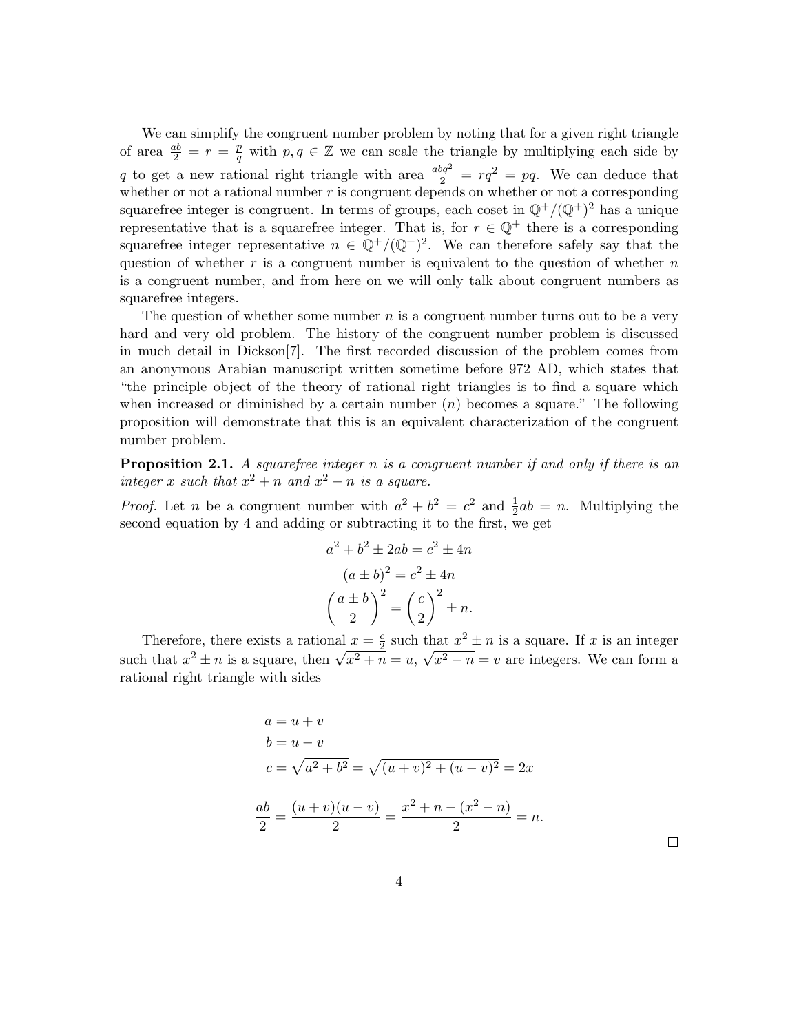We can simplify the congruent number problem by noting that for a given right triangle of area $\frac{ab}{2} = r = \frac{p}{q}$ with $p, q \in \mathbb{Z}$ we can scale the triangle by multiplying each side by $q$ to get a new rational right triangle with area $\frac{abq^2}{2} = rq^2 = pq$. We can deduce that whether or not a rational number $r$ is congruent depends on whether or not a corresponding squarefree integer is congruent. In terms of groups, each coset in $\mathbb{Q}^+/(\mathbb{Q}^+)^2$ has a unique representative that is a squarefree integer. That is, for $r \in \mathbb{Q}^+$ there is a corresponding squarefree integer representative $n \in \mathbb{Q}^+/(\mathbb{Q}^+)^2$. We can therefore safely say that the question of whether $r$ is a congruent number is equivalent to the question of whether $n$ is a congruent number, and from here on we will only talk about congruent numbers as squarefree integers.

The question of whether some number $n$ is a congruent number turns out to be a very hard and very old problem. The history of the congruent number problem is discussed in much detail in Dickson[7]. The first recorded discussion of the problem comes from an anonymous Arabian manuscript written sometime before 972 AD, which states that "the principle object of the theory of rational right triangles is to find a square which when increased or diminished by a certain number ($n$) becomes a square." The following proposition will demonstrate that this is an equivalent characterization of the congruent number problem.

**Proposition 2.1.** *A squarefree integer $n$ is a congruent number if and only if there is an integer $x$ such that $x^2 + n$ and $x^2 - n$ is a square.*

*Proof.* Let $n$ be a congruent number with $a^2 + b^2 = c^2$ and $\frac{1}{2}ab = n$. Multiplying the second equation by 4 and adding or subtracting it to the first, we get

$$a^2 + b^2 \pm 2ab = c^2 \pm 4n$$

$$(a \pm b)^2 = c^2 \pm 4n$$

$$\left(\frac{a \pm b}{2}\right)^2 = \left(\frac{c}{2}\right)^2 \pm n.$$

Therefore, there exists a rational $x = \frac{c}{2}$ such that $x^2 \pm n$ is a square. If $x$ is an integer such that $x^2 \pm n$ is a square, then $\sqrt{x^2 + n} = u$, $\sqrt{x^2 - n} = v$ are integers. We can form a rational right triangle with sides

$$a = u + v$$

$$b = u - v$$

$$c = \sqrt{a^2 + b^2} = \sqrt{(u + v)^2 + (u - v)^2} = 2x$$

$$\frac{ab}{2} = \frac{(u + v)(u - v)}{2} = \frac{x^2 + n - (x^2 - n)}{2} = n.$$

□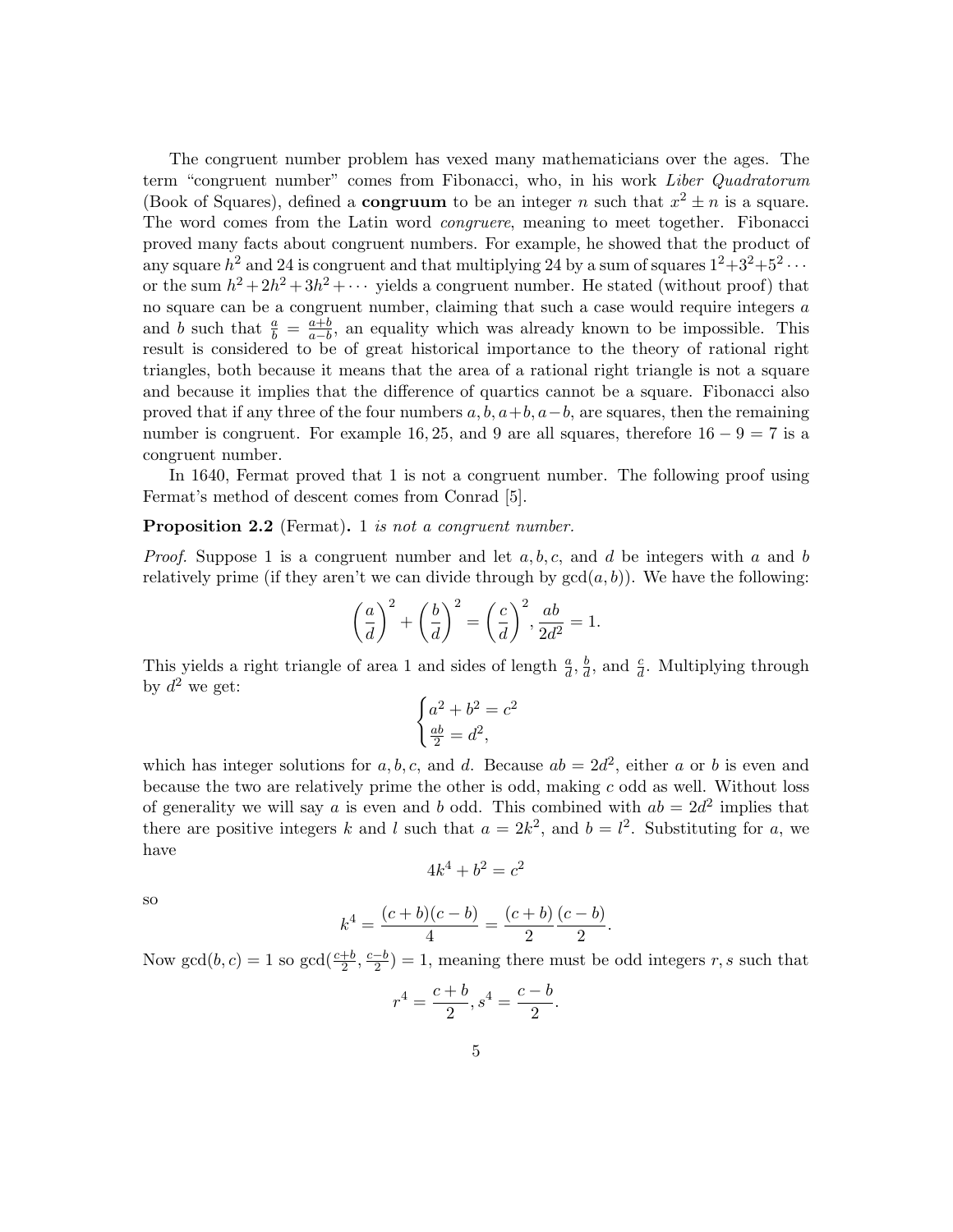The congruent number problem has vexed many mathematicians over the ages. The term "congruent number" comes from Fibonacci, who, in his work *Liber Quadratorum* (Book of Squares), defined a **congruum** to be an integer $n$ such that $x^2 \pm n$ is a square. The word comes from the Latin word *congruere*, meaning to meet together. Fibonacci proved many facts about congruent numbers. For example, he showed that the product of any square $h^2$ and 24 is congruent and that multiplying 24 by a sum of squares $1^2 + 3^2 + 5^2 \cdots$ or the sum $h^2 + 2h^2 + 3h^2 + \cdots$ yields a congruent number. He stated (without proof) that no square can be a congruent number, claiming that such a case would require integers $a$ and $b$ such that $\frac{a}{b} = \frac{a+b}{a-b}$, an equality which was already known to be impossible. This result is considered to be of great historical importance to the theory of rational right triangles, both because it means that the area of a rational right triangle is not a square and because it implies that the difference of quartics cannot be a square. Fibonacci also proved that if any three of the four numbers $a, b, a+b, a-b$, are squares, then the remaining number is congruent. For example $16, 25$, and $9$ are all squares, therefore $16 - 9 = 7$ is a congruent number.

In 1640, Fermat proved that 1 is not a congruent number. The following proof using Fermat's method of descent comes from Conrad [5].

**Proposition 2.2** (Fermat)**.** *1 is not a congruent number.*

*Proof.* Suppose 1 is a congruent number and let $a, b, c$, and $d$ be integers with $a$ and $b$ relatively prime (if they aren't we can divide through by $\gcd(a, b)$). We have the following:

$$\left(\frac{a}{d}\right)^2 + \left(\frac{b}{d}\right)^2 = \left(\frac{c}{d}\right)^2, \frac{ab}{2d^2} = 1.$$

This yields a right triangle of area 1 and sides of length $\frac{a}{d}$, $\frac{b}{d}$, and $\frac{c}{d}$. Multiplying through by $d^2$ we get:

$$\begin{cases} a^2 + b^2 = c^2 \\ \frac{ab}{2} = d^2, \end{cases}$$

which has integer solutions for $a, b, c$, and $d$. Because $ab = 2d^2$, either $a$ or $b$ is even and because the two are relatively prime the other is odd, making $c$ odd as well. Without loss of generality we will say $a$ is even and $b$ odd. This combined with $ab = 2d^2$ implies that there are positive integers $k$ and $l$ such that $a = 2k^2$, and $b = l^2$. Substituting for $a$, we have

$$4k^4 + b^2 = c^2$$

so

$$k^4 = \frac{(c+b)(c-b)}{4} = \frac{(c+b)}{2}\frac{(c-b)}{2}.$$

Now $\gcd(b, c) = 1$ so $\gcd(\frac{c+b}{2}, \frac{c-b}{2}) = 1$, meaning there must be odd integers $r, s$ such that

$$r^4 = \frac{c+b}{2}, s^4 = \frac{c-b}{2}.$$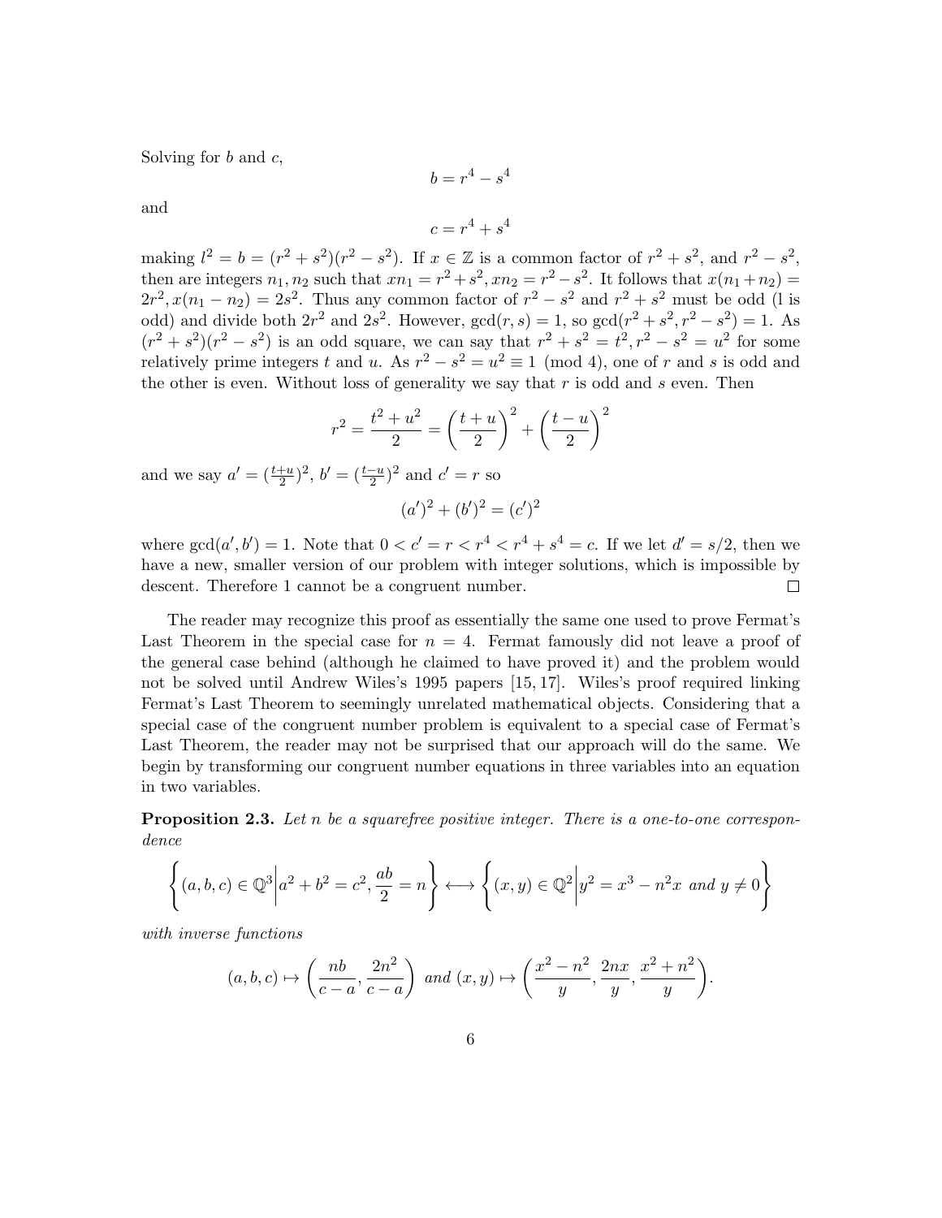Solving for $b$ and $c$,

$$b = r^4 - s^4$$

and

$$c = r^4 + s^4$$

making $l^2 = b = (r^2+s^2)(r^2-s^2)$. If $x \in \mathbb{Z}$ is a common factor of $r^2+s^2$, and $r^2-s^2$, then are integers $n_1, n_2$ such that $xn_1 = r^2+s^2, xn_2 = r^2-s^2$. It follows that $x(n_1+n_2) = 2r^2, x(n_1-n_2) = 2s^2$. Thus any common factor of $r^2-s^2$ and $r^2+s^2$ must be odd (l is odd) and divide both $2r^2$ and $2s^2$. However, $\gcd(r,s) = 1$, so $\gcd(r^2+s^2, r^2-s^2) = 1$. As $(r^2+s^2)(r^2-s^2)$ is an odd square, we can say that $r^2+s^2 = t^2, r^2-s^2 = u^2$ for some relatively prime integers $t$ and $u$. As $r^2-s^2 = u^2 \equiv 1 \pmod 4$, one of $r$ and $s$ is odd and the other is even. Without loss of generality we say that $r$ is odd and $s$ even. Then

$$r^2 = \frac{t^2+u^2}{2} = \left(\frac{t+u}{2}\right)^2 + \left(\frac{t-u}{2}\right)^2$$

and we say $a' = (\frac{t+u}{2})^2$, $b' = (\frac{t-u}{2})^2$ and $c' = r$ so

$$(a')^2 + (b')^2 = (c')^2$$

where $\gcd(a', b') = 1$. Note that $0 < c' = r < r^4 < r^4 + s^4 = c$. If we let $d' = s/2$, then we have a new, smaller version of our problem with integer solutions, which is impossible by descent. Therefore 1 cannot be a congruent number. $\square$

The reader may recognize this proof as essentially the same one used to prove Fermat's Last Theorem in the special case for $n = 4$. Fermat famously did not leave a proof of the general case behind (although he claimed to have proved it) and the problem would not be solved until Andrew Wiles's 1995 papers [15, 17]. Wiles's proof required linking Fermat's Last Theorem to seemingly unrelated mathematical objects. Considering that a special case of the congruent number problem is equivalent to a special case of Fermat's Last Theorem, the reader may not be surprised that our approach will do the same. We begin by transforming our congruent number equations in three variables into an equation in two variables.

**Proposition 2.3.** *Let $n$ be a squarefree positive integer. There is a one-to-one correspondence*

$$\left\{(a,b,c) \in \mathbb{Q}^3 \middle| a^2+b^2=c^2, \frac{ab}{2} = n\right\} \longleftrightarrow \left\{(x,y) \in \mathbb{Q}^2 \middle| y^2 = x^3 - n^2x \text{ and } y \neq 0\right\}$$

*with inverse functions*

$$(a,b,c) \mapsto \left(\frac{nb}{c-a}, \frac{2n^2}{c-a}\right) \text{ and } (x,y) \mapsto \left(\frac{x^2-n^2}{y}, \frac{2nx}{y}, \frac{x^2+n^2}{y}\right).$$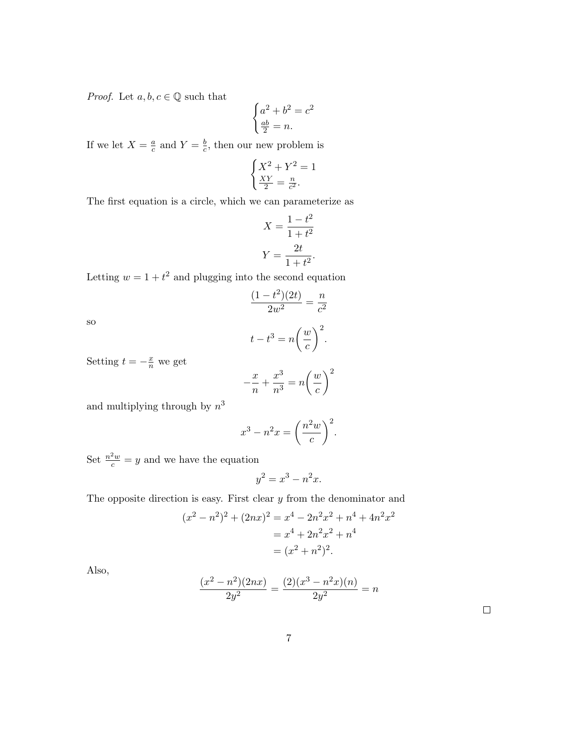*Proof.* Let $a, b, c \in \mathbb{Q}$ such that

$$\begin{cases} a^2 + b^2 = c^2 \\ \frac{ab}{2} = n. \end{cases}$$

If we let $X = \frac{a}{c}$ and $Y = \frac{b}{c}$, then our new problem is

$$\begin{cases} X^2 + Y^2 = 1 \\ \frac{XY}{2} = \frac{n}{c^2}. \end{cases}$$

The first equation is a circle, which we can parameterize as

$$X = \frac{1 - t^2}{1 + t^2}$$

$$Y = \frac{2t}{1 + t^2}.$$

Letting $w = 1 + t^2$ and plugging into the second equation

$$\frac{(1 - t^2)(2t)}{2w^2} = \frac{n}{c^2}$$

so

$$t - t^3 = n\left(\frac{w}{c}\right)^2.$$

Setting $t = -\frac{x}{n}$ we get

$$-\frac{x}{n} + \frac{x^3}{n^3} = n\left(\frac{w}{c}\right)^2$$

and multiplying through by $n^3$

$$x^3 - n^2 x = \left(\frac{n^2 w}{c}\right)^2.$$

Set $\frac{n^2 w}{c} = y$ and we have the equation

$$y^2 = x^3 - n^2 x.$$

The opposite direction is easy. First clear $y$ from the denominator and

$$\begin{aligned} (x^2 - n^2)^2 + (2nx)^2 &= x^4 - 2n^2x^2 + n^4 + 4n^2x^2 \\ &= x^4 + 2n^2x^2 + n^4 \\ &= (x^2 + n^2)^2. \end{aligned}$$

Also,

$$\frac{(x^2 - n^2)(2nx)}{2y^2} = \frac{(2)(x^3 - n^2x)(n)}{2y^2} = n$$

□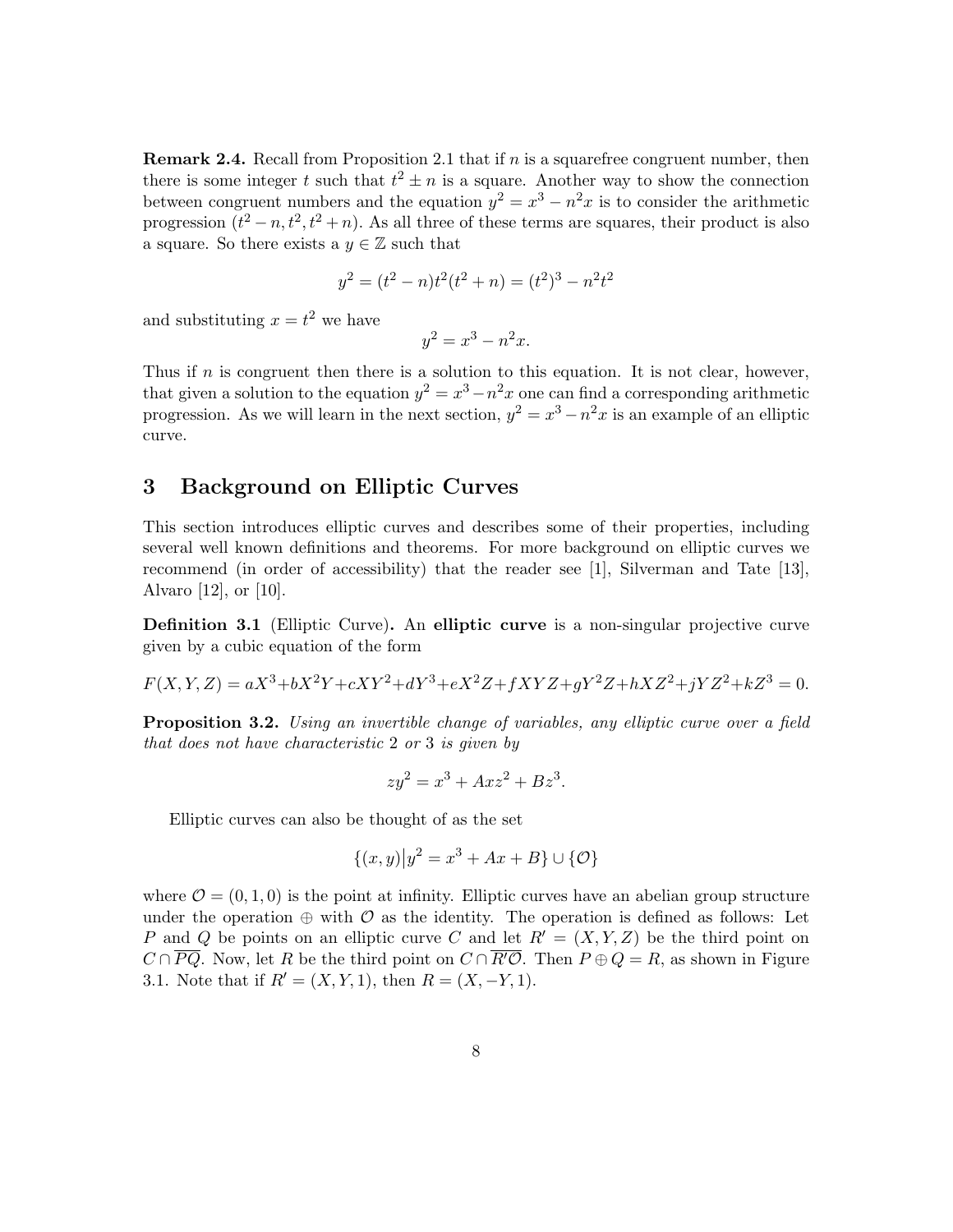**Remark 2.4.** Recall from Proposition 2.1 that if $n$ is a squarefree congruent number, then there is some integer $t$ such that $t^2 \pm n$ is a square. Another way to show the connection between congruent numbers and the equation $y^2 = x^3 - n^2x$ is to consider the arithmetic progression $(t^2 - n, t^2, t^2 + n)$. As all three of these terms are squares, their product is also a square. So there exists a $y \in \mathbb{Z}$ such that

$$y^2 = (t^2 - n)t^2(t^2 + n) = (t^2)^3 - n^2t^2$$

and substituting $x = t^2$ we have

$$y^2 = x^3 - n^2x.$$

Thus if $n$ is congruent then there is a solution to this equation. It is not clear, however, that given a solution to the equation $y^2 = x^3 - n^2x$ one can find a corresponding arithmetic progression. As we will learn in the next section, $y^2 = x^3 - n^2x$ is an example of an elliptic curve.

# 3 Background on Elliptic Curves

This section introduces elliptic curves and describes some of their properties, including several well known definitions and theorems. For more background on elliptic curves we recommend (in order of accessibility) that the reader see [1], Silverman and Tate [13], Alvaro [12], or [10].

**Definition 3.1** (Elliptic Curve)**.** An **elliptic curve** is a non-singular projective curve given by a cubic equation of the form

$$F(X, Y, Z) = aX^3 + bX^2Y + cXY^2 + dY^3 + eX^2Z + fXYZ + gY^2Z + hXZ^2 + jYZ^2 + kZ^3 = 0.$$

**Proposition 3.2.** *Using an invertible change of variables, any elliptic curve over a field that does not have characteristic* 2 *or* 3 *is given by*

$$zy^2 = x^3 + Axz^2 + Bz^3.$$

Elliptic curves can also be thought of as the set

$$\{(x, y) \big| y^2 = x^3 + Ax + B\} \cup \{\mathcal{O}\}$$

where $\mathcal{O} = (0, 1, 0)$ is the point at infinity. Elliptic curves have an abelian group structure under the operation $\oplus$ with $\mathcal{O}$ as the identity. The operation is defined as follows: Let $P$ and $Q$ be points on an elliptic curve $C$ and let $R' = (X, Y, Z)$ be the third point on $C \cap \overline{PQ}$. Now, let $R$ be the third point on $C \cap \overline{R'\mathcal{O}}$. Then $P \oplus Q = R$, as shown in Figure 3.1. Note that if $R' = (X, Y, 1)$, then $R = (X, -Y, 1)$.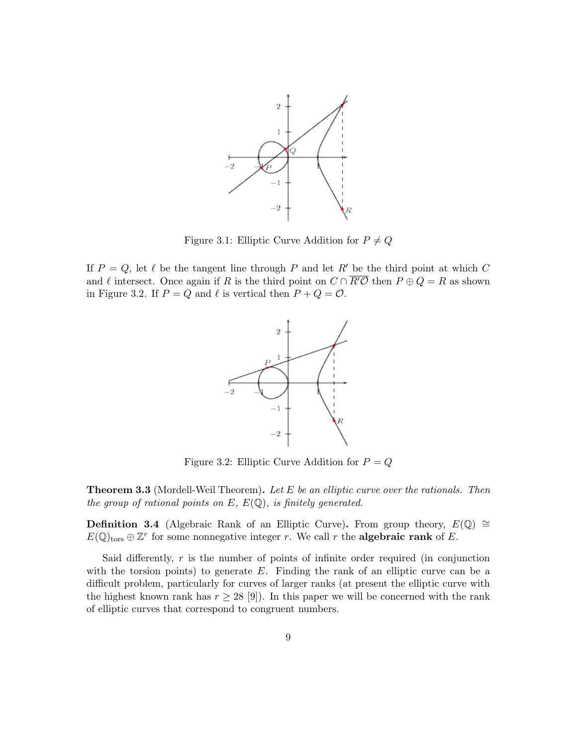Figure 3.1: Elliptic Curve Addition for $P \neq Q$

If $P = Q$, let $\ell$ be the tangent line through $P$ and let $R'$ be the third point at which $C$ and $\ell$ intersect. Once again if $R$ is the third point on $C \cap \overline{R'\mathcal{O}}$ then $P \oplus Q = R$ as shown in Figure 3.2. If $P = Q$ and $\ell$ is vertical then $P + Q = \mathcal{O}$.

Figure 3.2: Elliptic Curve Addition for $P = Q$

**Theorem 3.3** (Mordell-Weil Theorem)**.** *Let $E$ be an elliptic curve over the rationals. Then the group of rational points on $E$, $E(\mathbb{Q})$, is finitely generated.*

**Definition 3.4** (Algebraic Rank of an Elliptic Curve)**.** From group theory, $E(\mathbb{Q}) \cong E(\mathbb{Q})_{\text{tors}} \oplus \mathbb{Z}^r$ for some nonnegative integer $r$. We call $r$ the **algebraic rank** of $E$.

Said differently, $r$ is the number of points of infinite order required (in conjunction with the torsion points) to generate $E$. Finding the rank of an elliptic curve can be a difficult problem, particularly for curves of larger ranks (at present the elliptic curve with the highest known rank has $r \geq 28$ [9]). In this paper we will be concerned with the rank of elliptic curves that correspond to congruent numbers.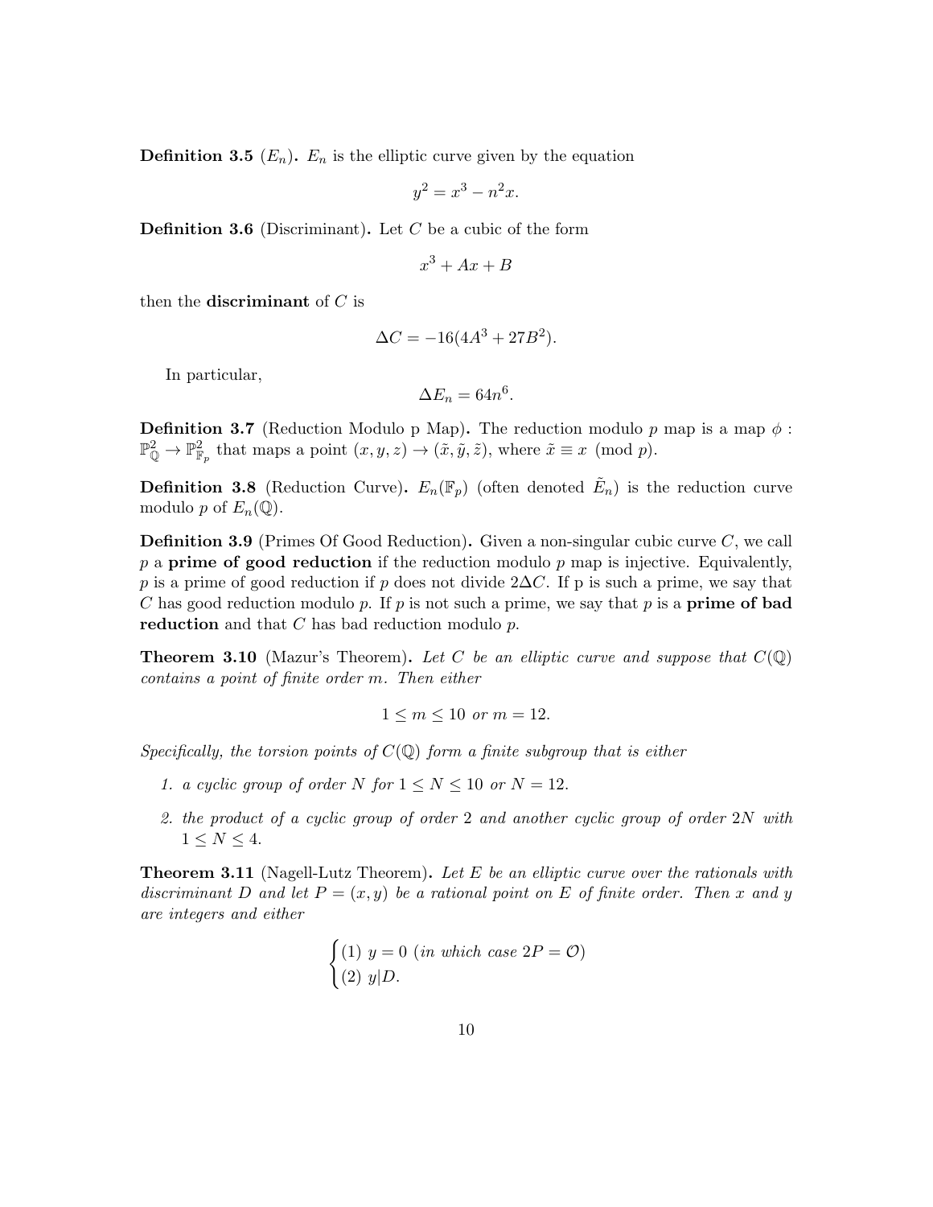**Definition 3.5** ($E_n$)**.** $E_n$ is the elliptic curve given by the equation

$$y^2 = x^3 - n^2 x.$$

**Definition 3.6** (Discriminant)**.** Let $C$ be a cubic of the form

$$x^3 + Ax + B$$

then the **discriminant** of $C$ is

$$\Delta C = -16(4A^3 + 27B^2).$$

In particular,

$$\Delta E_n = 64n^6.$$

**Definition 3.7** (Reduction Modulo p Map)**.** The reduction modulo $p$ map is a map $\phi : \mathbb{P}^2_{\mathbb{Q}} \to \mathbb{P}^2_{\mathbb{F}_p}$ that maps a point $(x, y, z) \to (\tilde{x}, \tilde{y}, \tilde{z})$, where $\tilde{x} \equiv x \pmod{p}$.

**Definition 3.8** (Reduction Curve)**.** $E_n(\mathbb{F}_p)$ (often denoted $\tilde{E}_n$) is the reduction curve modulo $p$ of $E_n(\mathbb{Q})$.

**Definition 3.9** (Primes Of Good Reduction)**.** Given a non-singular cubic curve $C$, we call $p$ a **prime of good reduction** if the reduction modulo $p$ map is injective. Equivalently, $p$ is a prime of good reduction if $p$ does not divide $2\Delta C$. If p is such a prime, we say that $C$ has good reduction modulo $p$. If $p$ is not such a prime, we say that $p$ is a **prime of bad reduction** and that $C$ has bad reduction modulo $p$.

**Theorem 3.10** (Mazur's Theorem)**.** *Let $C$ be an elliptic curve and suppose that $C(\mathbb{Q})$ contains a point of finite order $m$. Then either*

$$1 \leq m \leq 10 \text{ or } m = 12.$$

*Specifically, the torsion points of $C(\mathbb{Q})$ form a finite subgroup that is either*

1. *a cyclic group of order $N$ for $1 \leq N \leq 10$ or $N = 12$.*
2. *the product of a cyclic group of order 2 and another cyclic group of order $2N$ with $1 \leq N \leq 4$.*

**Theorem 3.11** (Nagell-Lutz Theorem)**.** *Let $E$ be an elliptic curve over the rationals with discriminant $D$ and let $P = (x, y)$ be a rational point on $E$ of finite order. Then $x$ and $y$ are integers and either*

$$\begin{cases} (1)\ y = 0 \ (\text{in which case } 2P = \mathcal{O}) \\ (2)\ y | D. \end{cases}$$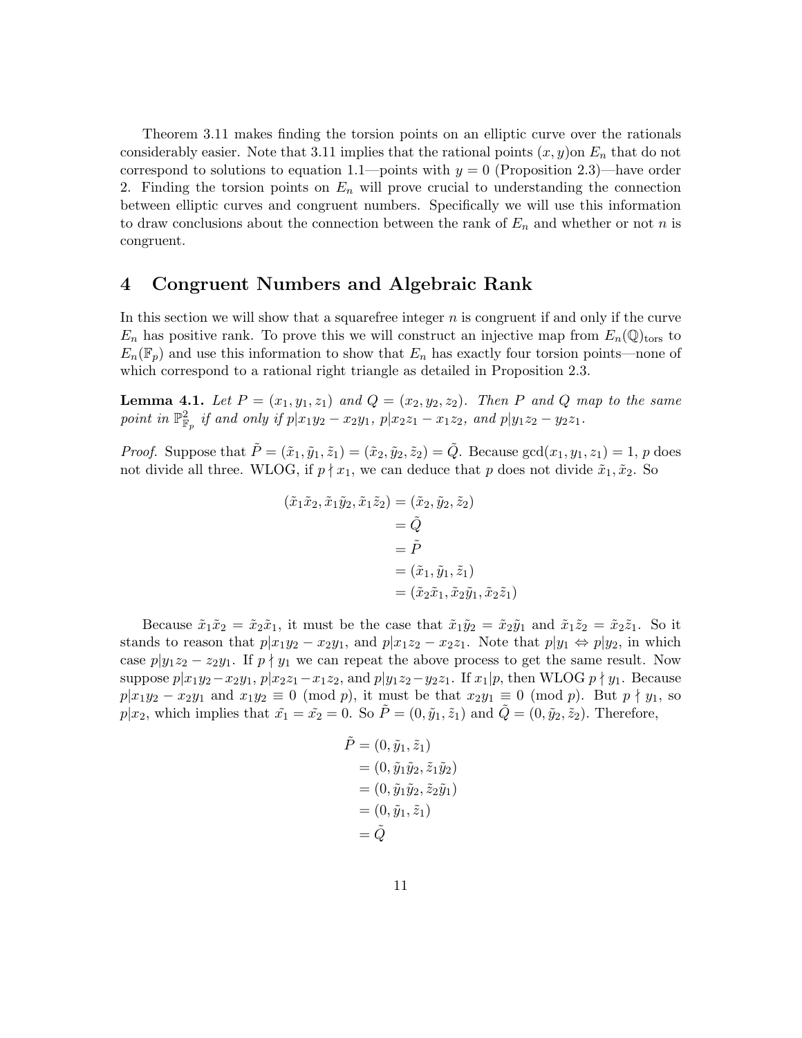Theorem 3.11 makes finding the torsion points on an elliptic curve over the rationals considerably easier. Note that 3.11 implies that the rational points $(x, y)$on $E_n$ that do not correspond to solutions to equation 1.1—points with $y = 0$ (Proposition 2.3)—have order 2. Finding the torsion points on $E_n$ will prove crucial to understanding the connection between elliptic curves and congruent numbers. Specifically we will use this information to draw conclusions about the connection between the rank of $E_n$ and whether or not $n$ is congruent.

# 4 Congruent Numbers and Algebraic Rank

In this section we will show that a squarefree integer $n$ is congruent if and only if the curve $E_n$ has positive rank. To prove this we will construct an injective map from $E_n(\mathbb{Q})_{\text{tors}}$ to $E_n(\mathbb{F}_p)$ and use this information to show that $E_n$ has exactly four torsion points—none of which correspond to a rational right triangle as detailed in Proposition 2.3.

**Lemma 4.1.** *Let $P = (x_1, y_1, z_1)$ and $Q = (x_2, y_2, z_2)$. Then $P$ and $Q$ map to the same point in $\mathbb{P}^2_{\mathbb{F}_p}$ if and only if $p|x_1y_2 - x_2y_1$, $p|x_2z_1 - x_1z_2$, and $p|y_1z_2 - y_2z_1$.*

*Proof.* Suppose that $\tilde{P} = (\tilde{x}_1, \tilde{y}_1, \tilde{z}_1) = (\tilde{x}_2, \tilde{y}_2, \tilde{z}_2) = \tilde{Q}$. Because $\gcd(x_1, y_1, z_1) = 1$, $p$ does not divide all three. WLOG, if $p \nmid x_1$, we can deduce that $p$ does not divide $\tilde{x}_1, \tilde{x}_2$. So

$$
\begin{aligned}
(\tilde{x}_1\tilde{x}_2, \tilde{x}_1\tilde{y}_2, \tilde{x}_1\tilde{z}_2) &= (\tilde{x}_2, \tilde{y}_2, \tilde{z}_2) \\
&= \tilde{Q} \\
&= \tilde{P} \\
&= (\tilde{x}_1, \tilde{y}_1, \tilde{z}_1) \\
&= (\tilde{x}_2\tilde{x}_1, \tilde{x}_2\tilde{y}_1, \tilde{x}_2\tilde{z}_1)
\end{aligned}
$$

Because $\tilde{x}_1\tilde{x}_2 = \tilde{x}_2\tilde{x}_1$, it must be the case that $\tilde{x}_1\tilde{y}_2 = \tilde{x}_2\tilde{y}_1$ and $\tilde{x}_1\tilde{z}_2 = \tilde{x}_2\tilde{z}_1$. So it stands to reason that $p|x_1y_2 - x_2y_1$, and $p|x_1z_2 - x_2z_1$. Note that $p|y_1 \Leftrightarrow p|y_2$, in which case $p|y_1z_2 - z_2y_1$. If $p \nmid y_1$ we can repeat the above process to get the same result. Now suppose $p|x_1y_2 - x_2y_1$, $p|x_2z_1 - x_1z_2$, and $p|y_1z_2 - y_2z_1$. If $x_1|p$, then WLOG $p \nmid y_1$. Because $p|x_1y_2 - x_2y_1$ and $x_1y_2 \equiv 0 \pmod{p}$, it must be that $x_2y_1 \equiv 0 \pmod{p}$. But $p \nmid y_1$, so $p|x_2$, which implies that $\tilde{x_1} = \tilde{x_2} = 0$. So $\tilde{P} = (0, \tilde{y}_1, \tilde{z}_1)$ and $\tilde{Q} = (0, \tilde{y}_2, \tilde{z}_2)$. Therefore,

$$
\begin{aligned}
\tilde{P} &= (0, \tilde{y}_1, \tilde{z}_1) \\
&= (0, \tilde{y}_1\tilde{y}_2, \tilde{z}_1\tilde{y}_2) \\
&= (0, \tilde{y}_1\tilde{y}_2, \tilde{z}_2\tilde{y}_1) \\
&= (0, \tilde{y}_1, \tilde{z}_1) \\
&= \tilde{Q}
\end{aligned}
$$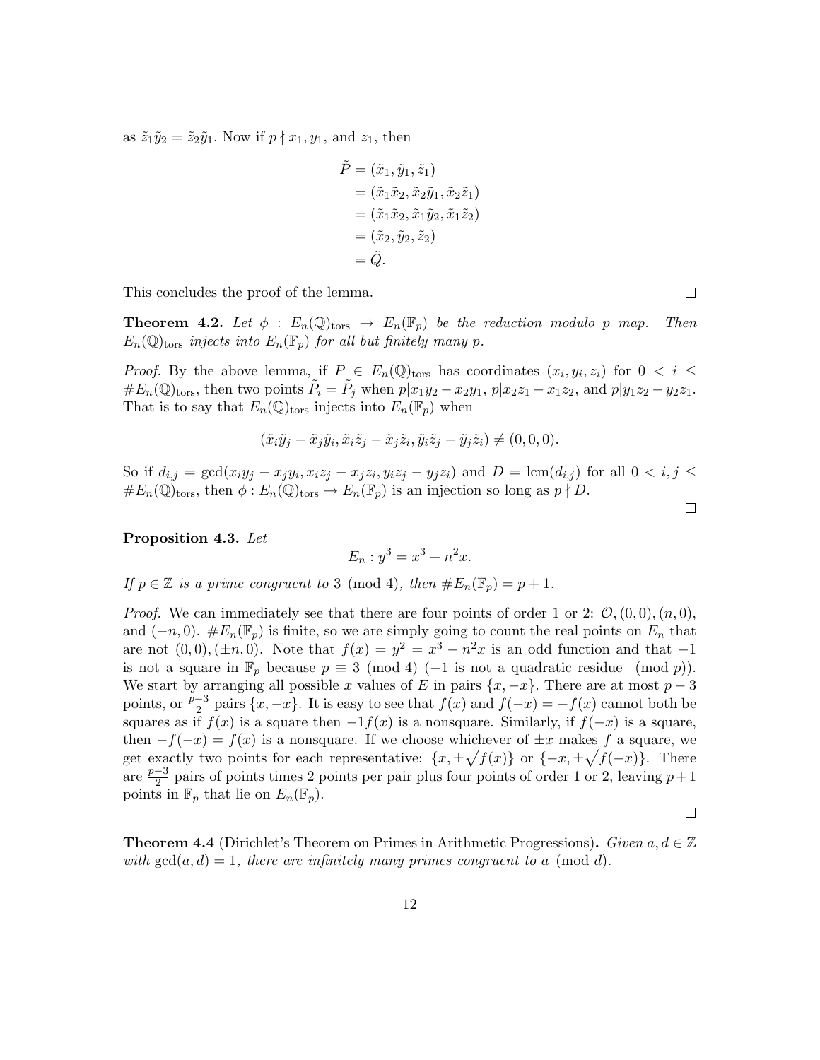as $\tilde{z}_1\tilde{y}_2 = \tilde{z}_2\tilde{y}_1$. Now if $p \nmid x_1, y_1$, and $z_1$, then

$$\begin{aligned}
\tilde{P} &= (\tilde{x}_1, \tilde{y}_1, \tilde{z}_1) \\
&= (\tilde{x}_1\tilde{x}_2, \tilde{x}_2\tilde{y}_1, \tilde{x}_2\tilde{z}_1) \\
&= (\tilde{x}_1\tilde{x}_2, \tilde{x}_1\tilde{y}_2, \tilde{x}_1\tilde{z}_2) \\
&= (\tilde{x}_2, \tilde{y}_2, \tilde{z}_2) \\
&= \tilde{Q}.
\end{aligned}$$

This concludes the proof of the lemma. $\square$

**Theorem 4.2.** *Let $\phi : E_n(\mathbb{Q})_{\text{tors}} \to E_n(\mathbb{F}_p)$ be the reduction modulo $p$ map. Then $E_n(\mathbb{Q})_{\text{tors}}$ injects into $E_n(\mathbb{F}_p)$ for all but finitely many $p$.*

*Proof.* By the above lemma, if $P \in E_n(\mathbb{Q})_{\text{tors}}$ has coordinates $(x_i, y_i, z_i)$ for $0 < i \leq \#E_n(\mathbb{Q})_{\text{tors}}$, then two points $\tilde{P_i} = \tilde{P_j}$ when $p | x_1y_2 - x_2y_1$, $p | x_2z_1 - x_1z_2$, and $p | y_1z_2 - y_2z_1$. That is to say that $E_n(\mathbb{Q})_{\text{tors}}$ injects into $E_n(\mathbb{F}_p)$ when

$$(\tilde{x}_i\tilde{y}_j - \tilde{x}_j\tilde{y}_i, \tilde{x}_i\tilde{z}_j - \tilde{x}_j\tilde{z}_i, \tilde{y}_i\tilde{z}_j - \tilde{y}_j\tilde{z}_i) \neq (0, 0, 0).$$

So if $d_{i,j} = \gcd(x_iy_j - x_jy_i, x_iz_j - x_jz_i, y_iz_j - y_jz_i)$ and $D = \text{lcm}(d_{i,j})$ for all $0 < i, j \leq \#E_n(\mathbb{Q})_{\text{tors}}$, then $\phi : E_n(\mathbb{Q})_{\text{tors}} \to E_n(\mathbb{F}_p)$ is an injection so long as $p \nmid D$. $\square$

**Proposition 4.3.** *Let*

$$E_n : y^3 = x^3 + n^2x.$$

*If $p \in \mathbb{Z}$ is a prime congruent to $3 \pmod 4$, then $\#E_n(\mathbb{F}_p) = p + 1$.*

*Proof.* We can immediately see that there are four points of order 1 or 2: $\mathcal{O}, (0, 0), (n, 0)$, and $(-n, 0)$. $\#E_n(\mathbb{F}_p)$ is finite, so we are simply going to count the real points on $E_n$ that are not $(0, 0), (\pm n, 0)$. Note that $f(x) = y^2 = x^3 - n^2x$ is an odd function and that $-1$ is not a square in $\mathbb{F}_p$ because $p \equiv 3 \pmod 4$ ($-1$ is not a quadratic residue $\pmod p$). We start by arranging all possible $x$ values of $E$ in pairs $\{x, -x\}$. There are at most $p - 3$ points, or $\frac{p-3}{2}$ pairs $\{x, -x\}$. It is easy to see that $f(x)$ and $f(-x) = -f(x)$ cannot both be squares as if $f(x)$ is a square then $-1f(x)$ is a nonsquare. Similarly, if $f(-x)$ is a square, then $-f(-x) = f(x)$ is a nonsquare. If we choose whichever of $\pm x$ makes $f$ a square, we get exactly two points for each representative: $\{x, \pm\sqrt{f(x)}\}$ or $\{-x, \pm\sqrt{f(-x)}\}$. There are $\frac{p-3}{2}$ pairs of points times 2 points per pair plus four points of order 1 or 2, leaving $p+1$ points in $\mathbb{F}_p$ that lie on $E_n(\mathbb{F}_p)$. $\square$

**Theorem 4.4** (Dirichlet's Theorem on Primes in Arithmetic Progressions)**.** *Given $a, d \in \mathbb{Z}$ with $\gcd(a, d) = 1$, there are infinitely many primes congruent to $a \pmod d$.*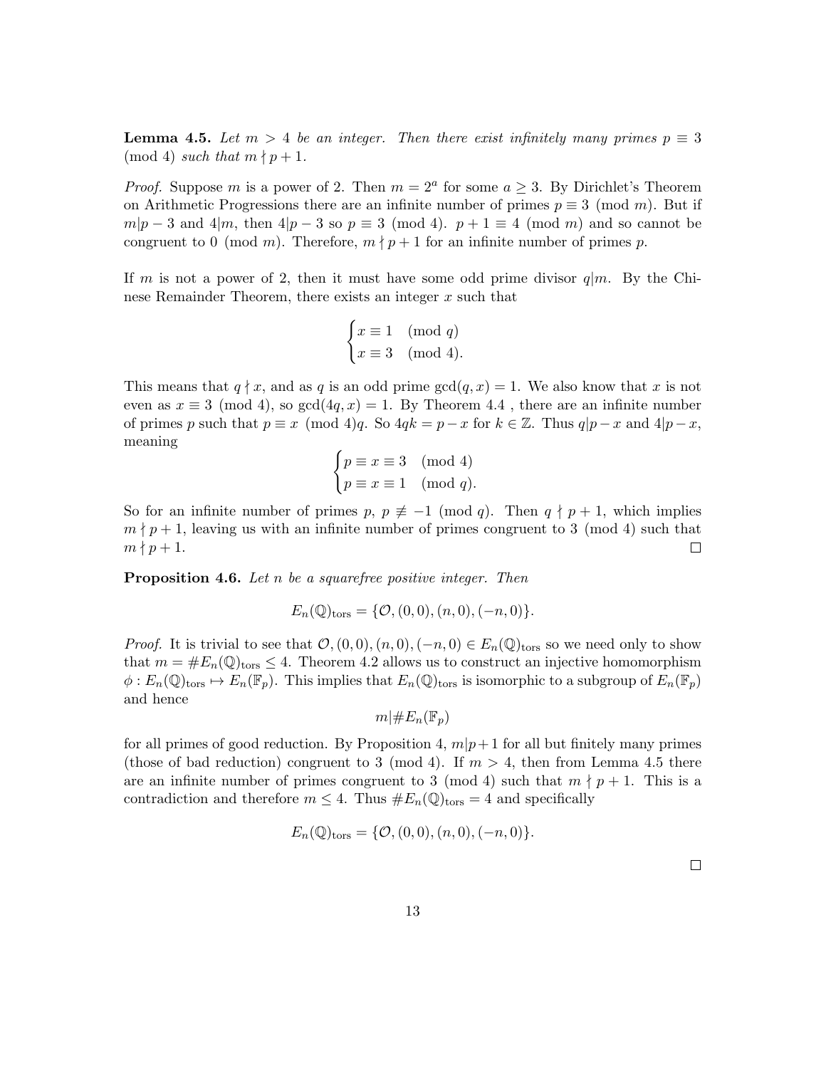**Lemma 4.5.** *Let $m > 4$ be an integer. Then there exist infinitely many primes $p \equiv 3 \pmod 4$ such that $m \nmid p+1$.*

*Proof.* Suppose $m$ is a power of 2. Then $m = 2^a$ for some $a \geq 3$. By Dirichlet's Theorem on Arithmetic Progressions there are an infinite number of primes $p \equiv 3 \pmod m$. But if $m | p-3$ and $4|m$, then $4|p-3$ so $p \equiv 3 \pmod 4$. $p+1 \equiv 4 \pmod m$ and so cannot be congruent to $0 \pmod m$. Therefore, $m \nmid p+1$ for an infinite number of primes $p$.

If $m$ is not a power of 2, then it must have some odd prime divisor $q|m$. By the Chinese Remainder Theorem, there exists an integer $x$ such that

$$\begin{cases} x \equiv 1 \pmod q \\ x \equiv 3 \pmod 4. \end{cases}$$

This means that $q \nmid x$, and as $q$ is an odd prime $\gcd(q, x) = 1$. We also know that $x$ is not even as $x \equiv 3 \pmod 4$, so $\gcd(4q, x) = 1$. By Theorem 4.4 , there are an infinite number of primes $p$ such that $p \equiv x \pmod{4}q$. So $4qk = p - x$ for $k \in \mathbb{Z}$. Thus $q|p-x$ and $4|p-x$, meaning

$$\begin{cases} p \equiv x \equiv 3 \pmod 4 \\ p \equiv x \equiv 1 \pmod q. \end{cases}$$

So for an infinite number of primes $p$, $p \not\equiv -1 \pmod q$. Then $q \nmid p+1$, which implies $m \nmid p+1$, leaving us with an infinite number of primes congruent to $3 \pmod 4$ such that $m \nmid p+1$. $\square$

**Proposition 4.6.** *Let $n$ be a squarefree positive integer. Then*

$$E_n(\mathbb{Q})_{\text{tors}} = \{\mathcal{O}, (0,0), (n,0), (-n,0)\}.$$

*Proof.* It is trivial to see that $\mathcal{O}, (0,0), (n,0), (-n,0) \in E_n(\mathbb{Q})_{\text{tors}}$ so we need only to show that $m = \#E_n(\mathbb{Q})_{\text{tors}} \leq 4$. Theorem 4.2 allows us to construct an injective homomorphism $\phi : E_n(\mathbb{Q})_{\text{tors}} \mapsto E_n(\mathbb{F}_p)$. This implies that $E_n(\mathbb{Q})_{\text{tors}}$ is isomorphic to a subgroup of $E_n(\mathbb{F}_p)$ and hence

$$m | \#E_n(\mathbb{F}_p)$$

for all primes of good reduction. By Proposition 4, $m|p+1$ for all but finitely many primes (those of bad reduction) congruent to $3 \pmod 4$. If $m > 4$, then from Lemma 4.5 there are an infinite number of primes congruent to $3 \pmod 4$ such that $m \nmid p+1$. This is a contradiction and therefore $m \leq 4$. Thus $\#E_n(\mathbb{Q})_{\text{tors}} = 4$ and specifically

$$E_n(\mathbb{Q})_{\text{tors}} = \{\mathcal{O}, (0,0), (n,0), (-n,0)\}.$$

$\square$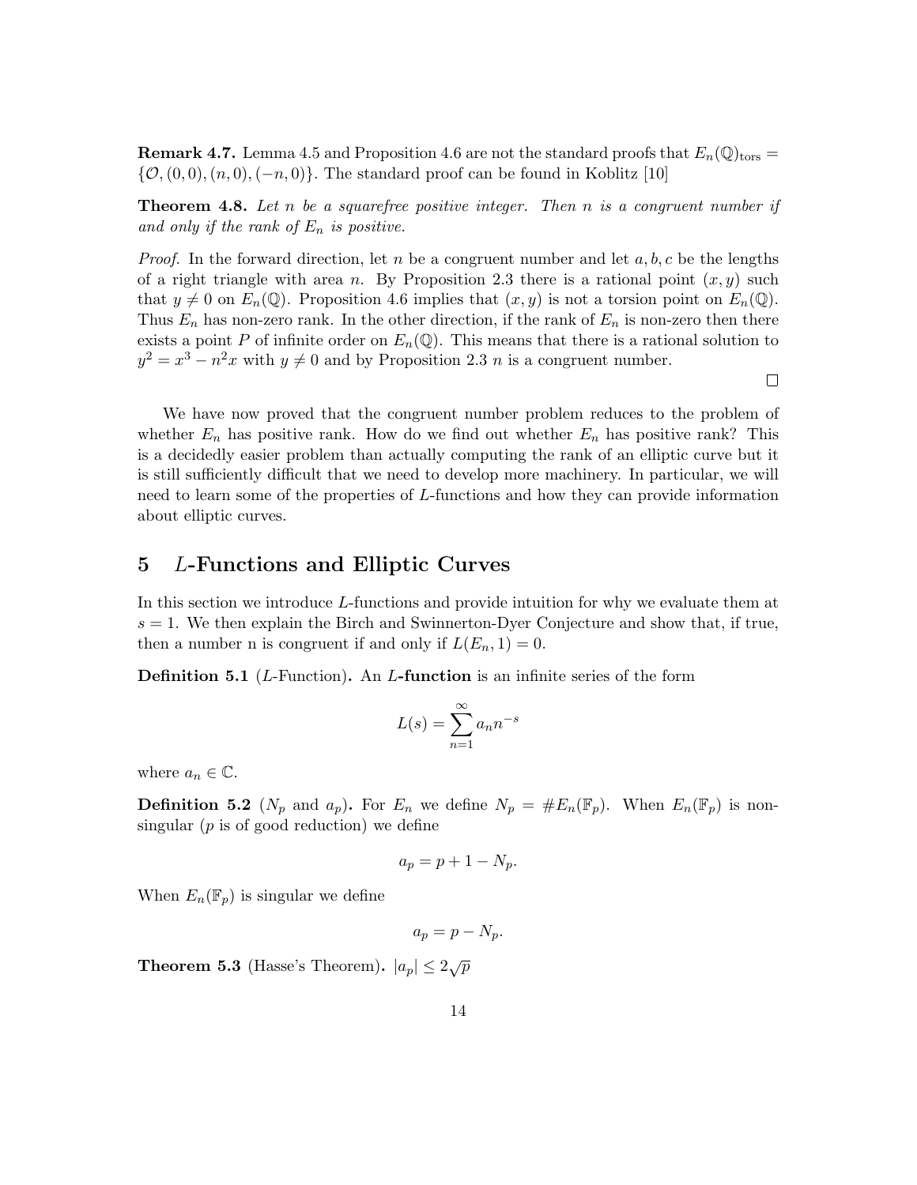**Remark 4.7.** Lemma 4.5 and Proposition 4.6 are not the standard proofs that $E_n(\mathbb{Q})_{\text{tors}} = \{\mathcal{O}, (0,0), (n,0), (-n,0)\}$. The standard proof can be found in Koblitz [10]

**Theorem 4.8.** *Let $n$ be a squarefree positive integer. Then $n$ is a congruent number if and only if the rank of $E_n$ is positive.*

*Proof.* In the forward direction, let $n$ be a congruent number and let $a, b, c$ be the lengths of a right triangle with area $n$. By Proposition 2.3 there is a rational point $(x, y)$ such that $y \neq 0$ on $E_n(\mathbb{Q})$. Proposition 4.6 implies that $(x, y)$ is not a torsion point on $E_n(\mathbb{Q})$. Thus $E_n$ has non-zero rank. In the other direction, if the rank of $E_n$ is non-zero then there exists a point $P$ of infinite order on $E_n(\mathbb{Q})$. This means that there is a rational solution to $y^2 = x^3 - n^2x$ with $y \neq 0$ and by Proposition 2.3 $n$ is a congruent number. □

We have now proved that the congruent number problem reduces to the problem of whether $E_n$ has positive rank. How do we find out whether $E_n$ has positive rank? This is a decidedly easier problem than actually computing the rank of an elliptic curve but it is still sufficiently difficult that we need to develop more machinery. In particular, we will need to learn some of the properties of $L$-functions and how they can provide information about elliptic curves.

## 5 $L$-Functions and Elliptic Curves

In this section we introduce $L$-functions and provide intuition for why we evaluate them at $s = 1$. We then explain the Birch and Swinnerton-Dyer Conjecture and show that, if true, then a number n is congruent if and only if $L(E_n, 1) = 0$.

**Definition 5.1** ($L$-Function)**.** An ***L*-function** is an infinite series of the form

$$L(s) = \sum_{n=1}^{\infty} a_n n^{-s}$$

where $a_n \in \mathbb{C}$.

**Definition 5.2** ($N_p$ and $a_p$)**.** For $E_n$ we define $N_p = \#E_n(\mathbb{F}_p)$. When $E_n(\mathbb{F}_p)$ is non-singular ($p$ is of good reduction) we define

$$a_p = p + 1 - N_p.$$

When $E_n(\mathbb{F}_p)$ is singular we define

$$a_p = p - N_p.$$

**Theorem 5.3** (Hasse's Theorem)**.** $|a_p| \leq 2\sqrt{p}$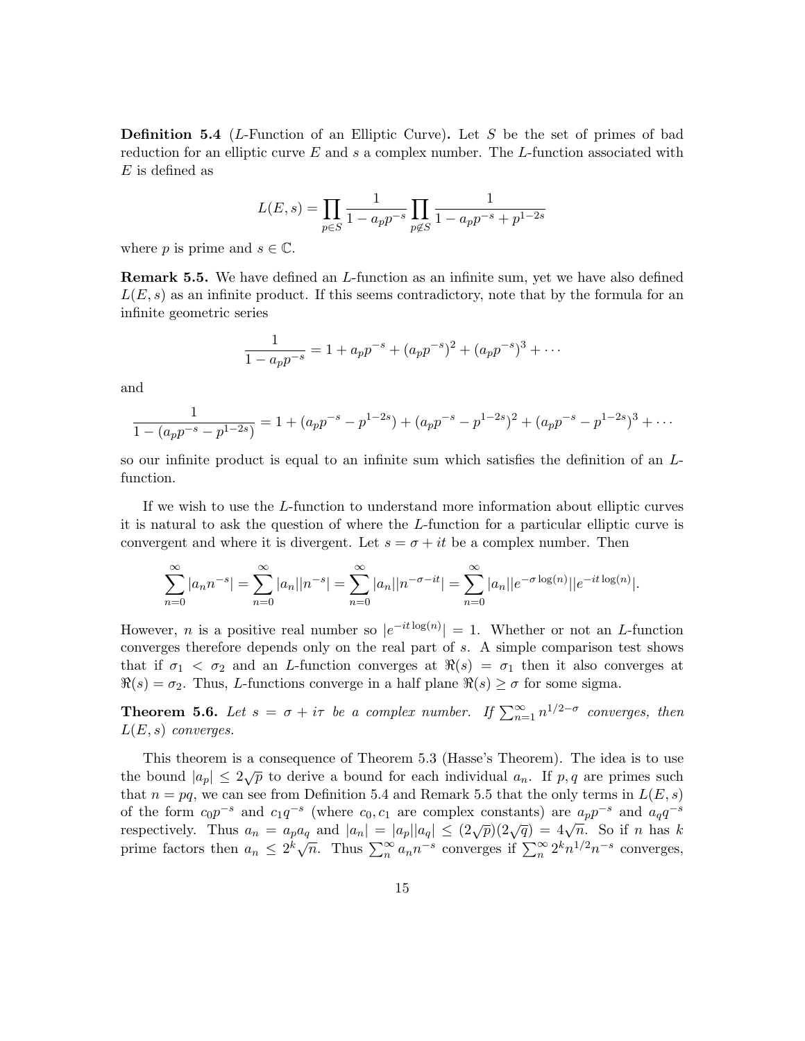**Definition 5.4** (*L*-Function of an Elliptic Curve)**.** Let $S$ be the set of primes of bad reduction for an elliptic curve $E$ and $s$ a complex number. The $L$-function associated with $E$ is defined as

$$L(E,s) = \prod_{p \in S} \frac{1}{1 - a_p p^{-s}} \prod_{p \notin S} \frac{1}{1 - a_p p^{-s} + p^{1-2s}}$$

where $p$ is prime and $s \in \mathbb{C}$.

**Remark 5.5.** We have defined an $L$-function as an infinite sum, yet we have also defined $L(E,s)$ as an infinite product. If this seems contradictory, note that by the formula for an infinite geometric series

$$\frac{1}{1 - a_p p^{-s}} = 1 + a_p p^{-s} + (a_p p^{-s})^2 + (a_p p^{-s})^3 + \cdots$$

and

$$\frac{1}{1 - (a_p p^{-s} - p^{1-2s})} = 1 + (a_p p^{-s} - p^{1-2s}) + (a_p p^{-s} - p^{1-2s})^2 + (a_p p^{-s} - p^{1-2s})^3 + \cdots$$

so our infinite product is equal to an infinite sum which satisfies the definition of an $L$-function.

If we wish to use the $L$-function to understand more information about elliptic curves it is natural to ask the question of where the $L$-function for a particular elliptic curve is convergent and where it is divergent. Let $s = \sigma + it$ be a complex number. Then

$$\sum_{n=0}^{\infty} |a_n n^{-s}| = \sum_{n=0}^{\infty} |a_n||n^{-s}| = \sum_{n=0}^{\infty} |a_n||n^{-\sigma - it}| = \sum_{n=0}^{\infty} |a_n||e^{-\sigma \log(n)}||e^{-it\log(n)}|.$$

However, $n$ is a positive real number so $|e^{-it\log(n)}| = 1$. Whether or not an $L$-function converges therefore depends only on the real part of $s$. A simple comparison test shows that if $\sigma_1 < \sigma_2$ and an $L$-function converges at $\Re(s) = \sigma_1$ then it also converges at $\Re(s) = \sigma_2$. Thus, $L$-functions converge in a half plane $\Re(s) \geq \sigma$ for some sigma.

**Theorem 5.6.** *Let $s = \sigma + i\tau$ be a complex number. If $\sum_{n=1}^{\infty} n^{1/2-\sigma}$ converges, then $L(E,s)$ converges.*

This theorem is a consequence of Theorem 5.3 (Hasse's Theorem). The idea is to use the bound $|a_p| \leq 2\sqrt{p}$ to derive a bound for each individual $a_n$. If $p, q$ are primes such that $n = pq$, we can see from Definition 5.4 and Remark 5.5 that the only terms in $L(E,s)$ of the form $c_0 p^{-s}$ and $c_1 q^{-s}$ (where $c_0, c_1$ are complex constants) are $a_p p^{-s}$ and $a_q q^{-s}$ respectively. Thus $a_n = a_p a_q$ and $|a_n| = |a_p||a_q| \leq (2\sqrt{p})(2\sqrt{q}) = 4\sqrt{n}$. So if $n$ has $k$ prime factors then $a_n \leq 2^k \sqrt{n}$. Thus $\sum_n^{\infty} a_n n^{-s}$ converges if $\sum_n^{\infty} 2^k n^{1/2} n^{-s}$ converges,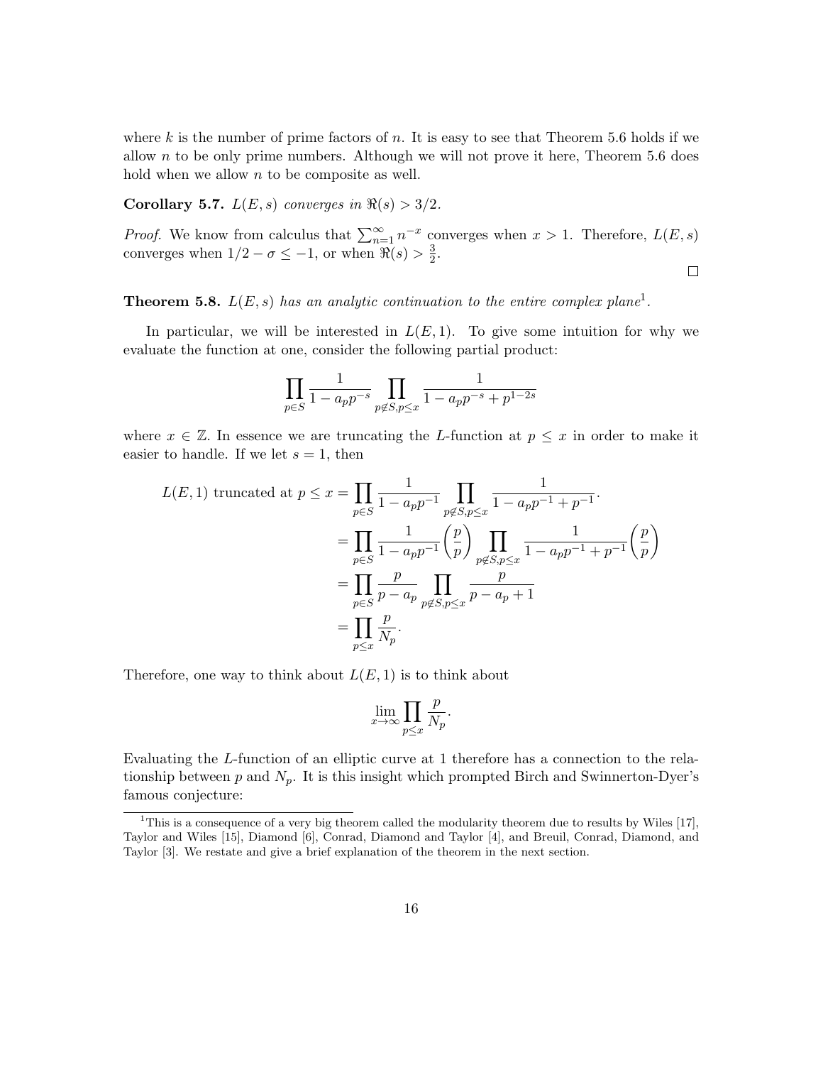where $k$ is the number of prime factors of $n$. It is easy to see that Theorem 5.6 holds if we allow $n$ to be only prime numbers. Although we will not prove it here, Theorem 5.6 does hold when we allow $n$ to be composite as well.

**Corollary 5.7.** *$L(E, s)$ converges in $\Re(s) > 3/2$.*

*Proof.* We know from calculus that $\sum_{n=1}^{\infty} n^{-x}$ converges when $x > 1$. Therefore, $L(E, s)$ converges when $1/2 - \sigma \leq -1$, or when $\Re(s) > \frac{3}{2}$. □

**Theorem 5.8.** *$L(E, s)$ has an analytic continuation to the entire complex plane*[1].

In particular, we will be interested in $L(E, 1)$. To give some intuition for why we evaluate the function at one, consider the following partial product:

$$\prod_{p \in S} \frac{1}{1 - a_p p^{-s}} \prod_{p \notin S, p \leq x} \frac{1}{1 - a_p p^{-s} + p^{1-2s}}$$

where $x \in \mathbb{Z}$. In essence we are truncating the $L$-function at $p \leq x$ in order to make it easier to handle. If we let $s = 1$, then

$$\begin{aligned}
L(E, 1) \text{ truncated at } p \leq x &= \prod_{p \in S} \frac{1}{1 - a_p p^{-1}} \prod_{p \notin S, p \leq x} \frac{1}{1 - a_p p^{-1} + p^{-1}}. \\
&= \prod_{p \in S} \frac{1}{1 - a_p p^{-1}} \left(\frac{p}{p}\right) \prod_{p \notin S, p \leq x} \frac{1}{1 - a_p p^{-1} + p^{-1}} \left(\frac{p}{p}\right) \\
&= \prod_{p \in S} \frac{p}{p - a_p} \prod_{p \notin S, p \leq x} \frac{p}{p - a_p + 1} \\
&= \prod_{p \leq x} \frac{p}{N_p}.
\end{aligned}$$

Therefore, one way to think about $L(E, 1)$ is to think about

$$\lim_{x \to \infty} \prod_{p \leq x} \frac{p}{N_p}.$$

Evaluating the $L$-function of an elliptic curve at 1 therefore has a connection to the relationship between $p$ and $N_p$. It is this insight which prompted Birch and Swinnerton-Dyer's famous conjecture:

[1] This is a consequence of a very big theorem called the modularity theorem due to results by Wiles [17], Taylor and Wiles [15], Diamond [6], Conrad, Diamond and Taylor [4], and Breuil, Conrad, Diamond, and Taylor [3]. We restate and give a brief explanation of the theorem in the next section.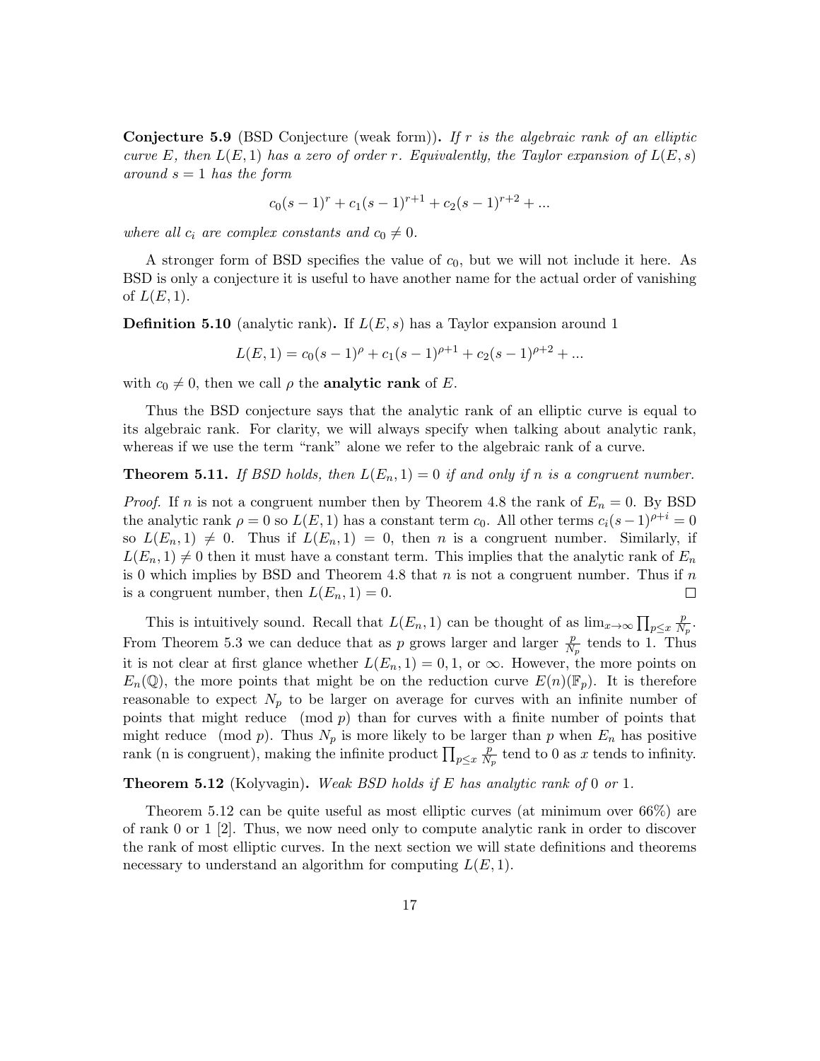**Conjecture 5.9** (BSD Conjecture (weak form))**.** *If $r$ is the algebraic rank of an elliptic curve $E$, then $L(E, 1)$ has a zero of order $r$. Equivalently, the Taylor expansion of $L(E, s)$ around $s = 1$ has the form*

$$c_0(s-1)^r + c_1(s-1)^{r+1} + c_2(s-1)^{r+2} + ...$$

*where all $c_i$ are complex constants and $c_0 \neq 0$.*

A stronger form of BSD specifies the value of $c_0$, but we will not include it here. As BSD is only a conjecture it is useful to have another name for the actual order of vanishing of $L(E, 1)$.

**Definition 5.10** (analytic rank)**.** If $L(E, s)$ has a Taylor expansion around 1

$$L(E, 1) = c_0(s-1)^\rho + c_1(s-1)^{\rho+1} + c_2(s-1)^{\rho+2} + ...$$

with $c_0 \neq 0$, then we call $\rho$ the **analytic rank** of $E$.

Thus the BSD conjecture says that the analytic rank of an elliptic curve is equal to its algebraic rank. For clarity, we will always specify when talking about analytic rank, whereas if we use the term "rank" alone we refer to the algebraic rank of a curve.

**Theorem 5.11.** *If BSD holds, then $L(E_n, 1) = 0$ if and only if $n$ is a congruent number.*

*Proof.* If $n$ is not a congruent number then by Theorem 4.8 the rank of $E_n = 0$. By BSD the analytic rank $\rho = 0$ so $L(E, 1)$ has a constant term $c_0$. All other terms $c_i(s-1)^{\rho+i} = 0$ so $L(E_n, 1) \neq 0$. Thus if $L(E_n, 1) = 0$, then $n$ is a congruent number. Similarly, if $L(E_n, 1) \neq 0$ then it must have a constant term. This implies that the analytic rank of $E_n$ is 0 which implies by BSD and Theorem 4.8 that $n$ is not a congruent number. Thus if $n$ is a congruent number, then $L(E_n, 1) = 0$. ∎

This is intuitively sound. Recall that $L(E_n, 1)$ can be thought of as $\lim_{x\to\infty} \prod_{p\leq x} \frac{p}{N_p}$. From Theorem 5.3 we can deduce that as $p$ grows larger and larger $\frac{p}{N_p}$ tends to 1. Thus it is not clear at first glance whether $L(E_n, 1) = 0, 1$, or $\infty$. However, the more points on $E_n(\mathbb{Q})$, the more points that might be on the reduction curve $E(n)(\mathbb{F}_p)$. It is therefore reasonable to expect $N_p$ to be larger on average for curves with an infinite number of points that might reduce $\pmod p$ than for curves with a finite number of points that might reduce $\pmod p$. Thus $N_p$ is more likely to be larger than $p$ when $E_n$ has positive rank (n is congruent), making the infinite product $\prod_{p\leq x} \frac{p}{N_p}$ tend to 0 as $x$ tends to infinity.

**Theorem 5.12** (Kolyvagin)**.** *Weak BSD holds if $E$ has analytic rank of 0 or 1.*

Theorem 5.12 can be quite useful as most elliptic curves (at minimum over 66%) are of rank 0 or 1 [2]. Thus, we now need only to compute analytic rank in order to discover the rank of most elliptic curves. In the next section we will state definitions and theorems necessary to understand an algorithm for computing $L(E, 1)$.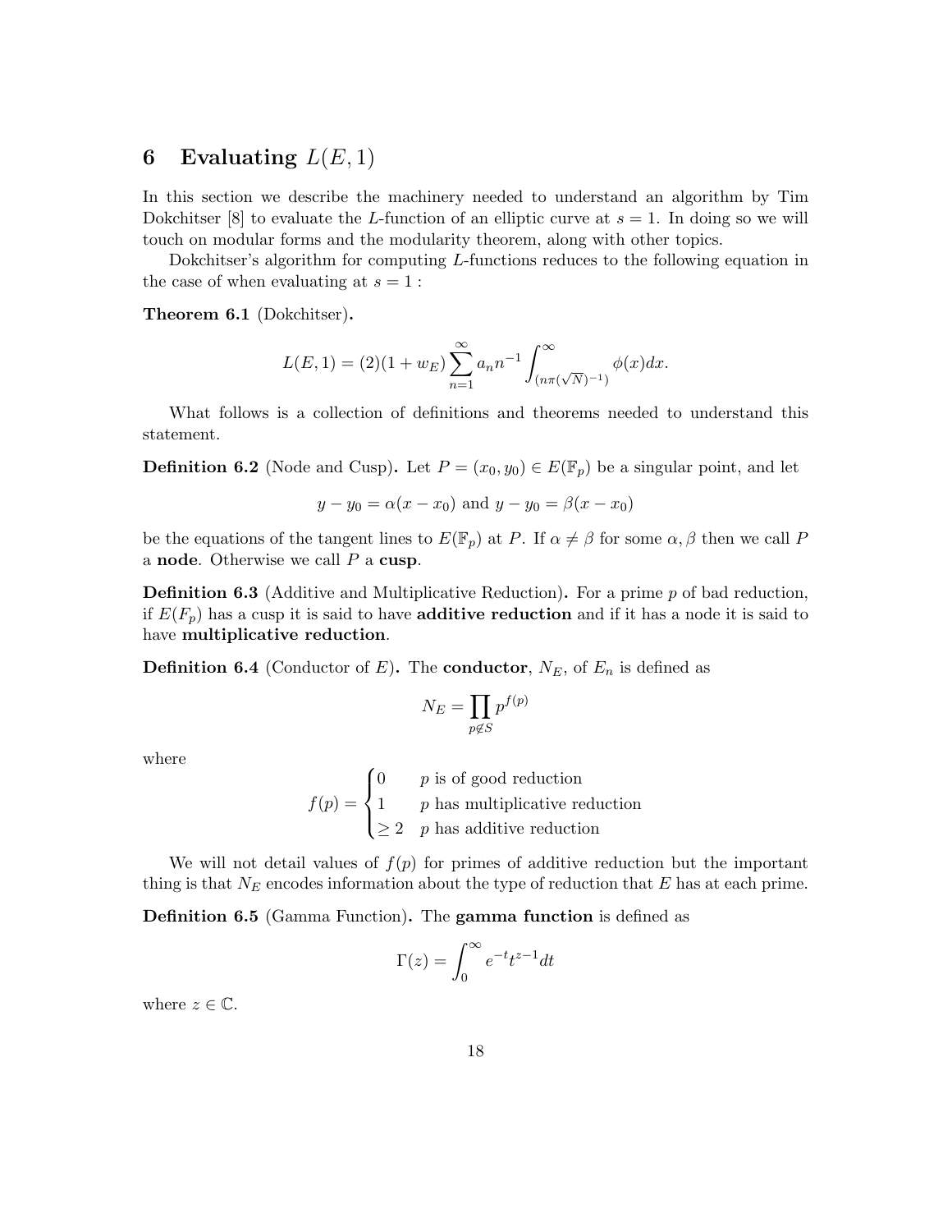# 6 Evaluating $L(E, 1)$

In this section we describe the machinery needed to understand an algorithm by Tim Dokchitser [8] to evaluate the $L$-function of an elliptic curve at $s = 1$. In doing so we will touch on modular forms and the modularity theorem, along with other topics.

Dokchitser's algorithm for computing $L$-functions reduces to the following equation in the case of when evaluating at $s = 1$ :

**Theorem 6.1** (Dokchitser)**.**

$$L(E, 1) = (2)(1 + w_E) \sum_{n=1}^{\infty} a_n n^{-1} \int_{(n\pi(\sqrt{N})^{-1})}^{\infty} \phi(x) dx.$$

What follows is a collection of definitions and theorems needed to understand this statement.

**Definition 6.2** (Node and Cusp)**.** Let $P = (x_0, y_0) \in E(\mathbb{F}_p)$ be a singular point, and let

$$y - y_0 = \alpha(x - x_0) \text{ and } y - y_0 = \beta(x - x_0)$$

be the equations of the tangent lines to $E(\mathbb{F}_p)$ at $P$. If $\alpha \neq \beta$ for some $\alpha, \beta$ then we call $P$ a **node**. Otherwise we call $P$ a **cusp**.

**Definition 6.3** (Additive and Multiplicative Reduction)**.** For a prime $p$ of bad reduction, if $E(F_p)$ has a cusp it is said to have **additive reduction** and if it has a node it is said to have **multiplicative reduction**.

**Definition 6.4** (Conductor of $E$)**.** The **conductor**, $N_E$, of $E_n$ is defined as

$$N_E = \prod_{p \notin S} p^{f(p)}$$

where

$$f(p) = \begin{cases} 0 & p \text{ is of good reduction} \\ 1 & p \text{ has multiplicative reduction} \\ \geq 2 & p \text{ has additive reduction} \end{cases}$$

We will not detail values of $f(p)$ for primes of additive reduction but the important thing is that $N_E$ encodes information about the type of reduction that $E$ has at each prime.

**Definition 6.5** (Gamma Function)**.** The **gamma function** is defined as

$$\Gamma(z) = \int_0^{\infty} e^{-t} t^{z-1} dt$$

where $z \in \mathbb{C}$.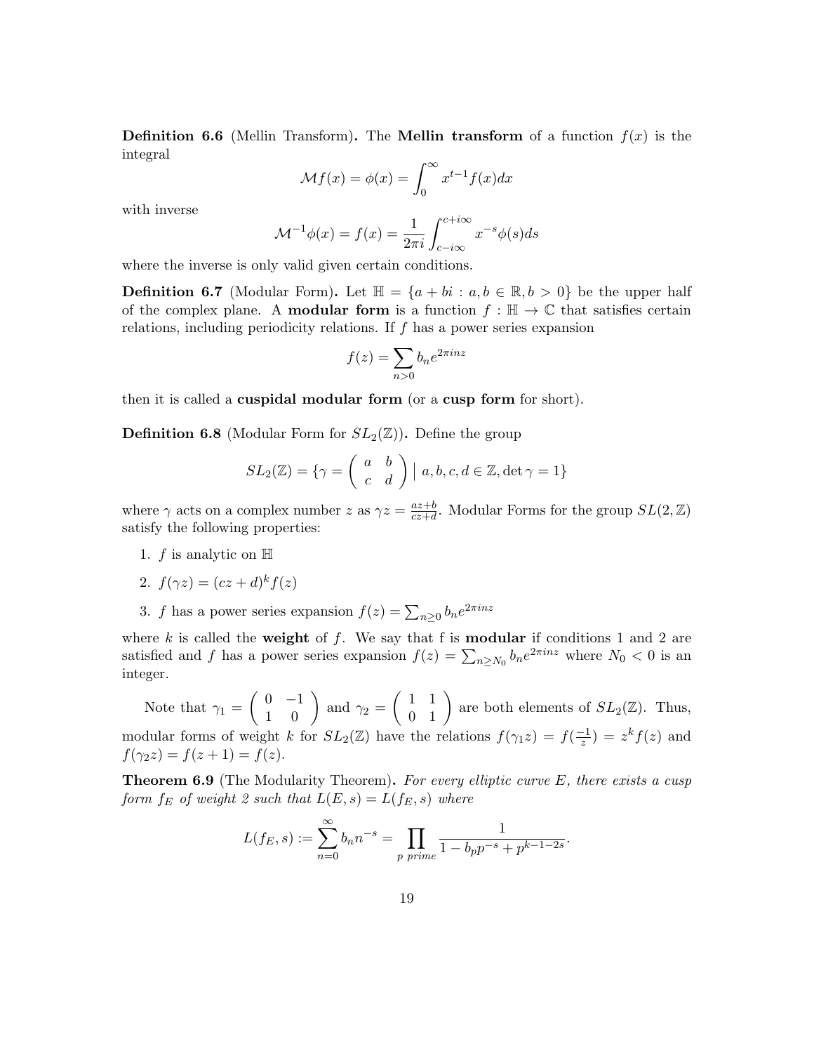**Definition 6.6** (Mellin Transform)**.** The **Mellin transform** of a function $f(x)$ is the integral

$$\mathcal{M}f(x) = \phi(x) = \int_0^\infty x^{t-1} f(x) dx$$

with inverse

$$\mathcal{M}^{-1}\phi(x) = f(x) = \frac{1}{2\pi i} \int_{c-i\infty}^{c+i\infty} x^{-s}\phi(s) ds$$

where the inverse is only valid given certain conditions.

**Definition 6.7** (Modular Form)**.** Let $\mathbb{H} = \{a + bi : a, b \in \mathbb{R}, b > 0\}$ be the upper half of the complex plane. A **modular form** is a function $f : \mathbb{H} \to \mathbb{C}$ that satisfies certain relations, including periodicity relations. If $f$ has a power series expansion

$$f(z) = \sum_{n>0} b_n e^{2\pi i n z}$$

then it is called a **cuspidal modular form** (or a **cusp form** for short).

**Definition 6.8** (Modular Form for $SL_2(\mathbb{Z})$)**.** Define the group

$$SL_2(\mathbb{Z}) = \{\gamma = \begin{pmatrix} a & b \\ c & d \end{pmatrix} \mid a, b, c, d \in \mathbb{Z}, \det \gamma = 1\}$$

where $\gamma$ acts on a complex number $z$ as $\gamma z = \frac{az+b}{cz+d}$. Modular Forms for the group $SL(2, \mathbb{Z})$ satisfy the following properties:

1. $f$ is analytic on $\mathbb{H}$
2. $f(\gamma z) = (cz + d)^k f(z)$
3. $f$ has a power series expansion $f(z) = \sum_{n \geq 0} b_n e^{2\pi i n z}$

where $k$ is called the **weight** of $f$. We say that f is **modular** if conditions 1 and 2 are satisfied and $f$ has a power series expansion $f(z) = \sum_{n \geq N_0} b_n e^{2\pi i n z}$ where $N_0 < 0$ is an integer.

Note that $\gamma_1 = \begin{pmatrix} 0 & -1 \\ 1 & 0 \end{pmatrix}$ and $\gamma_2 = \begin{pmatrix} 1 & 1 \\ 0 & 1 \end{pmatrix}$ are both elements of $SL_2(\mathbb{Z})$. Thus, modular forms of weight $k$ for $SL_2(\mathbb{Z})$ have the relations $f(\gamma_1 z) = f(\frac{-1}{z}) = z^k f(z)$ and $f(\gamma_2 z) = f(z + 1) = f(z)$.

**Theorem 6.9** (The Modularity Theorem)**.** *For every elliptic curve $E$, there exists a cusp form $f_E$ of weight 2 such that $L(E, s) = L(f_E, s)$ where*

$$L(f_E, s) := \sum_{n=0}^{\infty} b_n n^{-s} = \prod_{p \ prime} \frac{1}{1 - b_p p^{-s} + p^{k-1-2s}}.$$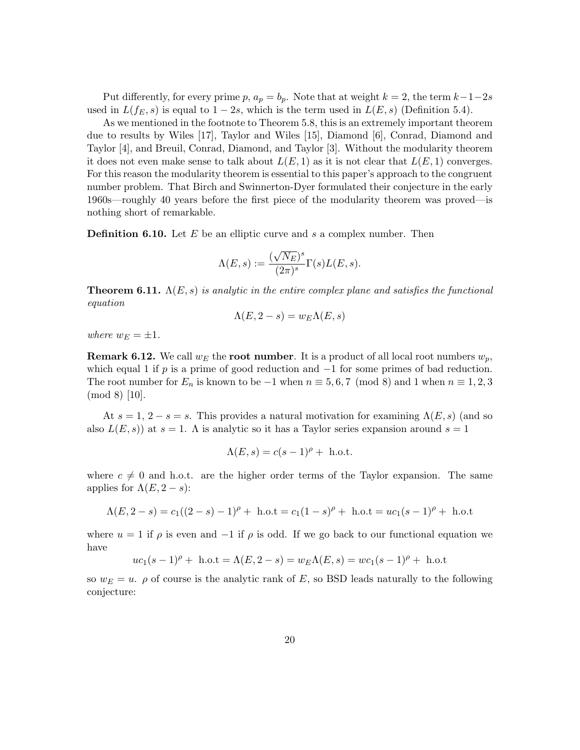Put differently, for every prime $p$, $a_p = b_p$. Note that at weight $k = 2$, the term $k-1-2s$ used in $L(f_E, s)$ is equal to $1 - 2s$, which is the term used in $L(E, s)$ (Definition 5.4).

As we mentioned in the footnote to Theorem 5.8, this is an extremely important theorem due to results by Wiles [17], Taylor and Wiles [15], Diamond [6], Conrad, Diamond and Taylor [4], and Breuil, Conrad, Diamond, and Taylor [3]. Without the modularity theorem it does not even make sense to talk about $L(E, 1)$ as it is not clear that $L(E, 1)$ converges. For this reason the modularity theorem is essential to this paper's approach to the congruent number problem. That Birch and Swinnerton-Dyer formulated their conjecture in the early 1960s—roughly 40 years before the first piece of the modularity theorem was proved—is nothing short of remarkable.

**Definition 6.10.** Let $E$ be an elliptic curve and $s$ a complex number. Then

$$\Lambda(E, s) := \frac{(\sqrt{N_E})^s}{(2\pi)^s} \Gamma(s) L(E, s).$$

**Theorem 6.11.** *$\Lambda(E, s)$ is analytic in the entire complex plane and satisfies the functional equation*

$$\Lambda(E, 2 - s) = w_E \Lambda(E, s)$$

*where $w_E = \pm 1$.*

**Remark 6.12.** We call $w_E$ the **root number**. It is a product of all local root numbers $w_p$, which equal 1 if $p$ is a prime of good reduction and $-1$ for some primes of bad reduction. The root number for $E_n$ is known to be $-1$ when $n \equiv 5, 6, 7 \pmod 8$ and 1 when $n \equiv 1, 2, 3 \pmod 8$ [10].

At $s = 1$, $2 - s = s$. This provides a natural motivation for examining $\Lambda(E, s)$ (and so also $L(E, s)$) at $s = 1$. $\Lambda$ is analytic so it has a Taylor series expansion around $s = 1$

$$\Lambda(E, s) = c(s - 1)^\rho + \text{ h.o.t.}$$

where $c \neq 0$ and h.o.t. are the higher order terms of the Taylor expansion. The same applies for $\Lambda(E, 2 - s)$:

$$\Lambda(E, 2 - s) = c_1((2 - s) - 1)^\rho + \text{ h.o.t} = c_1(1 - s)^\rho + \text{ h.o.t} = uc_1(s - 1)^\rho + \text{ h.o.t}$$

where $u = 1$ if $\rho$ is even and $-1$ if $\rho$ is odd. If we go back to our functional equation we have

$$uc_1(s - 1)^\rho + \text{ h.o.t} = \Lambda(E, 2 - s) = w_E \Lambda(E, s) = wc_1(s - 1)^\rho + \text{ h.o.t}$$

so $w_E = u$. $\rho$ of course is the analytic rank of $E$, so BSD leads naturally to the following conjecture: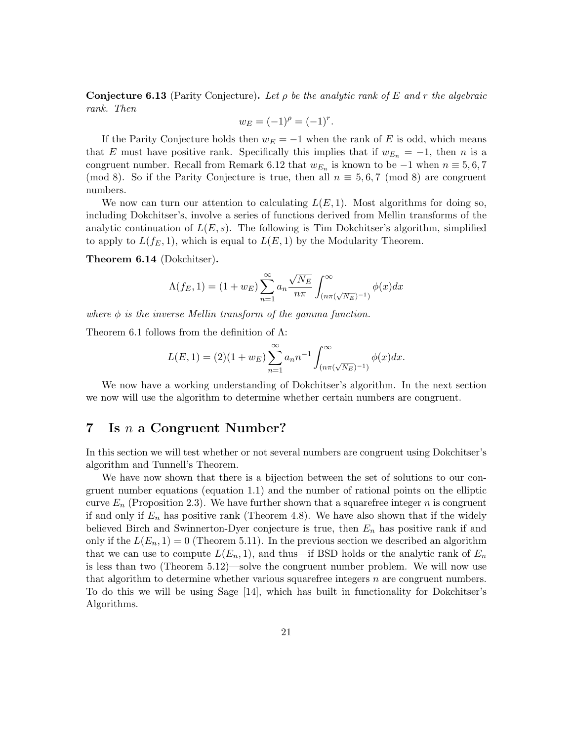**Conjecture 6.13** (Parity Conjecture). *Let $\rho$ be the analytic rank of $E$ and $r$ the algebraic rank. Then*

$$w_E = (-1)^\rho = (-1)^r.$$

If the Parity Conjecture holds then $w_E = -1$ when the rank of $E$ is odd, which means that $E$ must have positive rank. Specifically this implies that if $w_{E_n} = -1$, then $n$ is a congruent number. Recall from Remark 6.12 that $w_{E_n}$ is known to be $-1$ when $n \equiv 5, 6, 7 \pmod 8$. So if the Parity Conjecture is true, then all $n \equiv 5, 6, 7 \pmod 8$ are congruent numbers.

We now can turn our attention to calculating $L(E, 1)$. Most algorithms for doing so, including Dokchitser's, involve a series of functions derived from Mellin transforms of the analytic continuation of $L(E, s)$. The following is Tim Dokchitser's algorithm, simplified to apply to $L(f_E, 1)$, which is equal to $L(E, 1)$ by the Modularity Theorem.

**Theorem 6.14** (Dokchitser).

$$\Lambda(f_E, 1) = (1 + w_E) \sum_{n=1}^{\infty} a_n \frac{\sqrt{N_E}}{n\pi} \int_{(n\pi(\sqrt{N_E})^{-1})}^{\infty} \phi(x)dx$$

*where $\phi$ is the inverse Mellin transform of the gamma function.*

Theorem 6.1 follows from the definition of $\Lambda$:

$$L(E, 1) = (2)(1 + w_E) \sum_{n=1}^{\infty} a_n n^{-1} \int_{(n\pi(\sqrt{N_E})^{-1})}^{\infty} \phi(x)dx.$$

We now have a working understanding of Dokchitser's algorithm. In the next section we now will use the algorithm to determine whether certain numbers are congruent.

# 7 Is $n$ a Congruent Number?

In this section we will test whether or not several numbers are congruent using Dokchitser's algorithm and Tunnell's Theorem.

We have now shown that there is a bijection between the set of solutions to our congruent number equations (equation 1.1) and the number of rational points on the elliptic curve $E_n$ (Proposition 2.3). We have further shown that a squarefree integer $n$ is congruent if and only if $E_n$ has positive rank (Theorem 4.8). We have also shown that if the widely believed Birch and Swinnerton-Dyer conjecture is true, then $E_n$ has positive rank if and only if the $L(E_n, 1) = 0$ (Theorem 5.11). In the previous section we described an algorithm that we can use to compute $L(E_n, 1)$, and thus—if BSD holds or the analytic rank of $E_n$ is less than two (Theorem 5.12)—solve the congruent number problem. We will now use that algorithm to determine whether various squarefree integers $n$ are congruent numbers. To do this we will be using Sage [14], which has built in functionality for Dokchitser's Algorithms.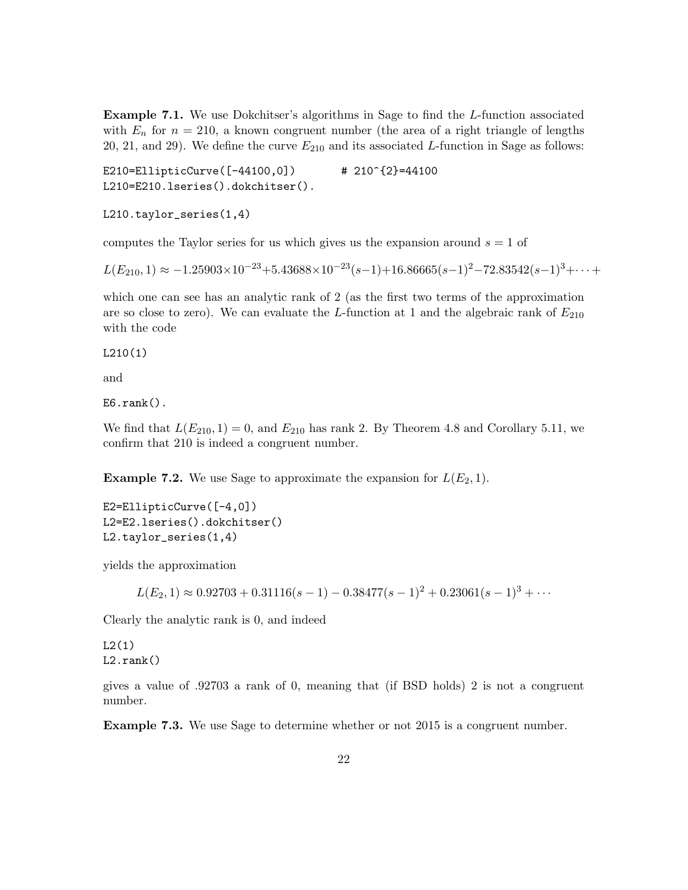**Example 7.1.** We use Dokchitser's algorithms in Sage to find the $L$-function associated with $E_n$ for $n = 210$, a known congruent number (the area of a right triangle of lengths 20, 21, and 29). We define the curve $E_{210}$ and its associated $L$-function in Sage as follows:

```
E210=EllipticCurve([-44100,0])       # 210^{2}=44100
L210=E210.lseries().dokchitser().
```

```
L210.taylor_series(1,4)
```

computes the Taylor series for us which gives us the expansion around $s = 1$ of

$L(E_{210}, 1) \approx -1.25903\times10^{-23}+5.43688\times10^{-23}(s-1)+16.86665(s-1)^2-72.83542(s-1)^3+\cdots+$

which one can see has an analytic rank of 2 (as the first two terms of the approximation are so close to zero). We can evaluate the $L$-function at 1 and the algebraic rank of $E_{210}$ with the code

```
L210(1)
```

and

```
E6.rank().
```

We find that $L(E_{210}, 1) = 0$, and $E_{210}$ has rank 2. By Theorem 4.8 and Corollary 5.11, we confirm that 210 is indeed a congruent number.

**Example 7.2.** We use Sage to approximate the expansion for $L(E_2, 1)$.

```
E2=EllipticCurve([-4,0])
L2=E2.lseries().dokchitser()
L2.taylor_series(1,4)
```

yields the approximation

$$L(E_2, 1) \approx 0.92703 + 0.31116(s-1) - 0.38477(s-1)^2 + 0.23061(s-1)^3 + \cdots$$

Clearly the analytic rank is 0, and indeed

```
L2(1)
L2.rank()
```

gives a value of .92703 a rank of 0, meaning that (if BSD holds) 2 is not a congruent number.

**Example 7.3.** We use Sage to determine whether or not 2015 is a congruent number.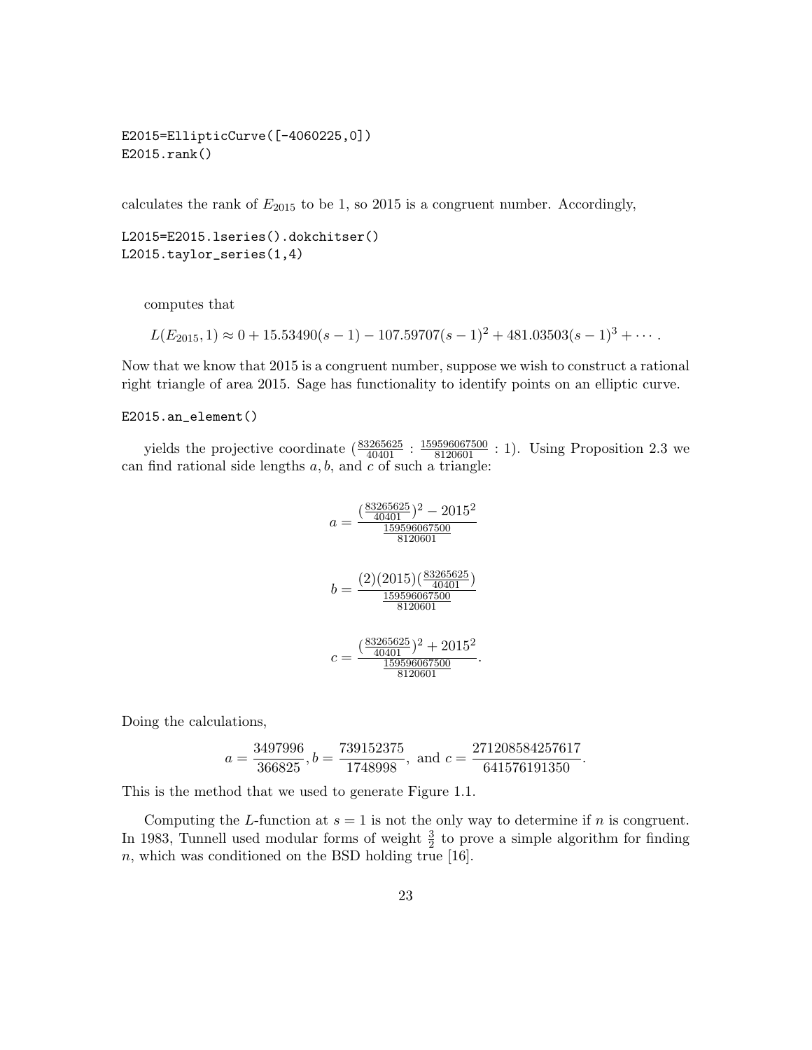```
E2015=EllipticCurve([-4060225,0])
E2015.rank()
```

calculates the rank of $E_{2015}$ to be 1, so 2015 is a congruent number. Accordingly,

```
L2015=E2015.lseries().dokchitser()
L2015.taylor_series(1,4)
```

computes that

$$L(E_{2015}, 1) \approx 0 + 15.53490(s-1) - 107.59707(s-1)^2 + 481.03503(s-1)^3 + \cdots.$$

Now that we know that 2015 is a congruent number, suppose we wish to construct a rational right triangle of area 2015. Sage has functionality to identify points on an elliptic curve.

```
E2015.an_element()
```

yields the projective coordinate $(\frac{83265625}{40401} : \frac{159596067500}{8120601} : 1)$. Using Proposition 2.3 we can find rational side lengths $a, b$, and $c$ of such a triangle:

$$a = \frac{(\frac{83265625}{40401})^2 - 2015^2}{\frac{159596067500}{8120601}}$$

$$b = \frac{(2)(2015)(\frac{83265625}{40401})}{\frac{159596067500}{8120601}}$$

$$c = \frac{(\frac{83265625}{40401})^2 + 2015^2}{\frac{159596067500}{8120601}}.$$

Doing the calculations,

$$a = \frac{3497996}{366825}, b = \frac{739152375}{1748998}, \text{ and } c = \frac{271208584257617}{641576191350}.$$

This is the method that we used to generate Figure 1.1.

Computing the $L$-function at $s = 1$ is not the only way to determine if $n$ is congruent. In 1983, Tunnell used modular forms of weight $\frac{3}{2}$ to prove a simple algorithm for finding $n$, which was conditioned on the BSD holding true [16].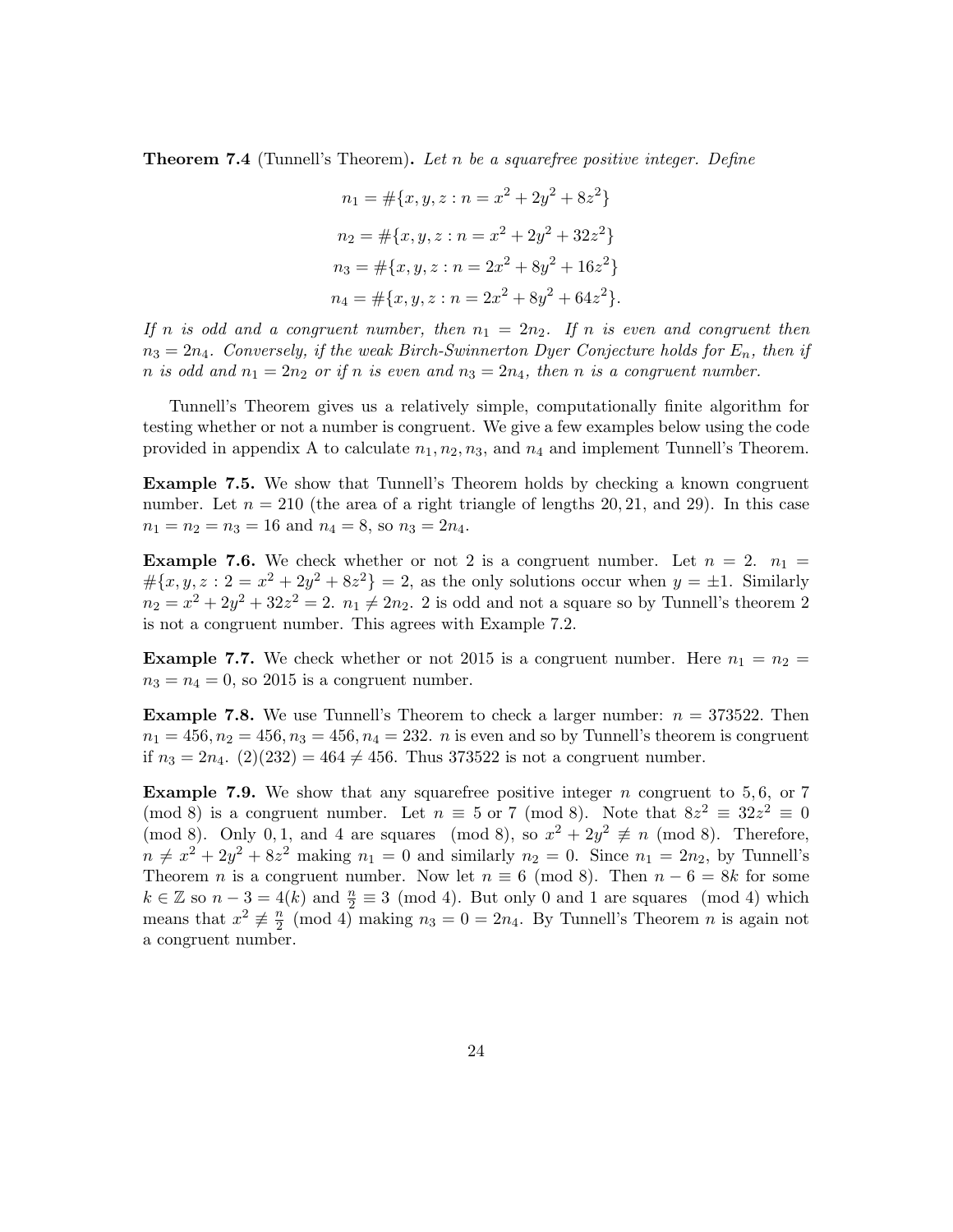**Theorem 7.4** (Tunnell's Theorem)**.** *Let $n$ be a squarefree positive integer. Define*

$$n_1 = \#\{x, y, z : n = x^2 + 2y^2 + 8z^2\}$$

$$n_2 = \#\{x, y, z : n = x^2 + 2y^2 + 32z^2\}$$

$$n_3 = \#\{x, y, z : n = 2x^2 + 8y^2 + 16z^2\}$$

$$n_4 = \#\{x, y, z : n = 2x^2 + 8y^2 + 64z^2\}.$$

*If $n$ is odd and a congruent number, then $n_1 = 2n_2$. If $n$ is even and congruent then $n_3 = 2n_4$. Conversely, if the weak Birch-Swinnerton Dyer Conjecture holds for $E_n$, then if $n$ is odd and $n_1 = 2n_2$ or if $n$ is even and $n_3 = 2n_4$, then $n$ is a congruent number.*

Tunnell's Theorem gives us a relatively simple, computationally finite algorithm for testing whether or not a number is congruent. We give a few examples below using the code provided in appendix A to calculate $n_1, n_2, n_3$, and $n_4$ and implement Tunnell's Theorem.

**Example 7.5.** We show that Tunnell's Theorem holds by checking a known congruent number. Let $n = 210$ (the area of a right triangle of lengths $20, 21$, and $29$). In this case $n_1 = n_2 = n_3 = 16$ and $n_4 = 8$, so $n_3 = 2n_4$.

**Example 7.6.** We check whether or not 2 is a congruent number. Let $n = 2$. $n_1 = \#\{x, y, z : 2 = x^2 + 2y^2 + 8z^2\} = 2$, as the only solutions occur when $y = \pm 1$. Similarly $n_2 = x^2 + 2y^2 + 32z^2 = 2$. $n_1 \neq 2n_2$. 2 is odd and not a square so by Tunnell's theorem 2 is not a congruent number. This agrees with Example 7.2.

**Example 7.7.** We check whether or not 2015 is a congruent number. Here $n_1 = n_2 = n_3 = n_4 = 0$, so 2015 is a congruent number.

**Example 7.8.** We use Tunnell's Theorem to check a larger number: $n = 373522$. Then $n_1 = 456, n_2 = 456, n_3 = 456, n_4 = 232$. $n$ is even and so by Tunnell's theorem is congruent if $n_3 = 2n_4$. $(2)(232) = 464 \neq 456$. Thus 373522 is not a congruent number.

**Example 7.9.** We show that any squarefree positive integer $n$ congruent to $5, 6$, or $7 \pmod 8$ is a congruent number. Let $n \equiv 5$ or $7 \pmod 8$. Note that $8z^2 \equiv 32z^2 \equiv 0 \pmod 8$. Only $0, 1$, and $4$ are squares $\pmod 8$, so $x^2 + 2y^2 \not\equiv n \pmod 8$. Therefore, $n \neq x^2 + 2y^2 + 8z^2$ making $n_1 = 0$ and similarly $n_2 = 0$. Since $n_1 = 2n_2$, by Tunnell's Theorem $n$ is a congruent number. Now let $n \equiv 6 \pmod 8$. Then $n - 6 = 8k$ for some $k \in \mathbb{Z}$ so $n - 3 = 4(k)$ and $\frac{n}{2} \equiv 3 \pmod 4$. But only 0 and 1 are squares $\pmod 4$ which means that $x^2 \not\equiv \frac{n}{2} \pmod 4$ making $n_3 = 0 = 2n_4$. By Tunnell's Theorem $n$ is again not a congruent number.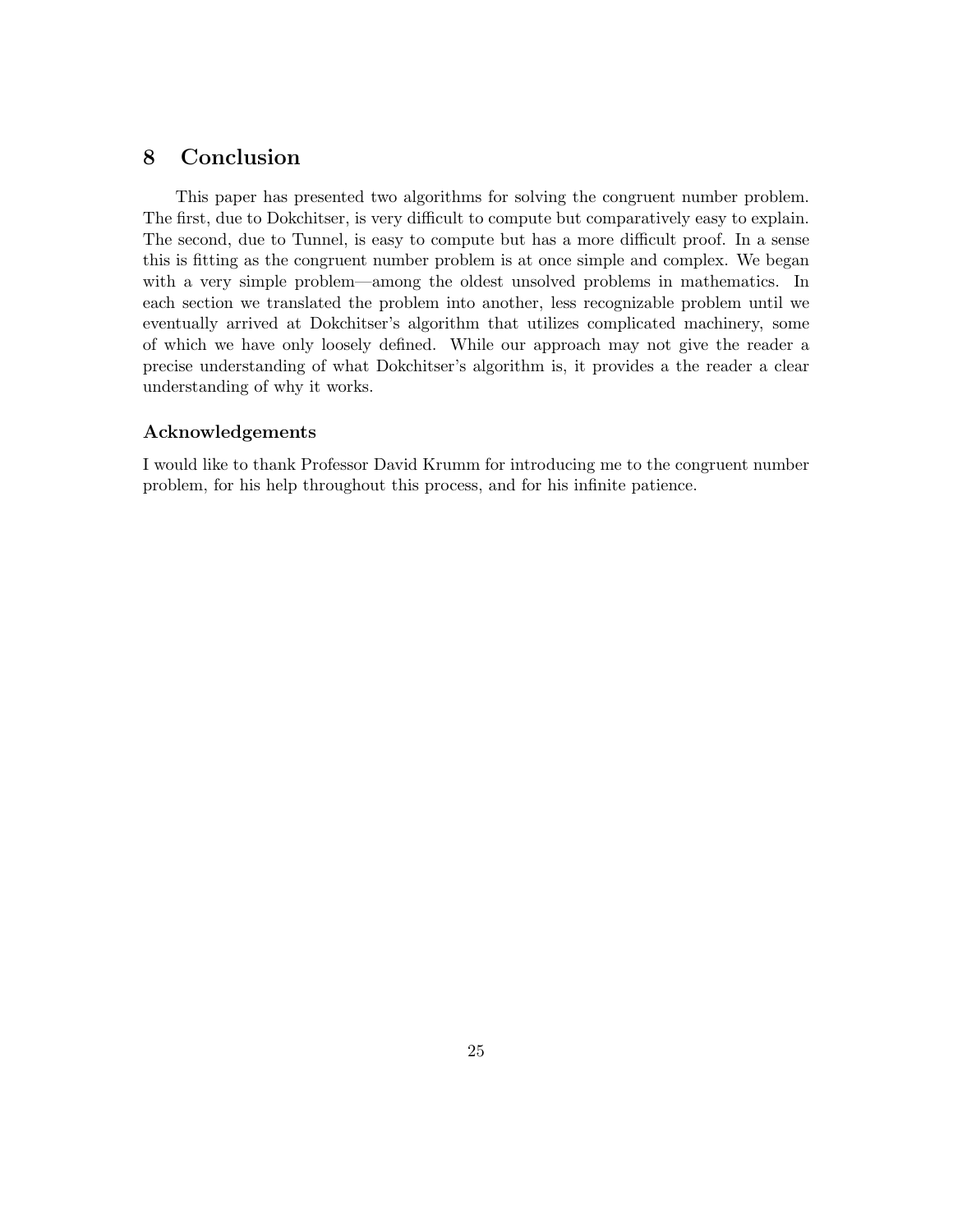# 8 Conclusion

This paper has presented two algorithms for solving the congruent number problem. The first, due to Dokchitser, is very difficult to compute but comparatively easy to explain. The second, due to Tunnel, is easy to compute but has a more difficult proof. In a sense this is fitting as the congruent number problem is at once simple and complex. We began with a very simple problem—among the oldest unsolved problems in mathematics. In each section we translated the problem into another, less recognizable problem until we eventually arrived at Dokchitser's algorithm that utilizes complicated machinery, some of which we have only loosely defined. While our approach may not give the reader a precise understanding of what Dokchitser's algorithm is, it provides a the reader a clear understanding of why it works.

### Acknowledgements

I would like to thank Professor David Krumm for introducing me to the congruent number problem, for his help throughout this process, and for his infinite patience.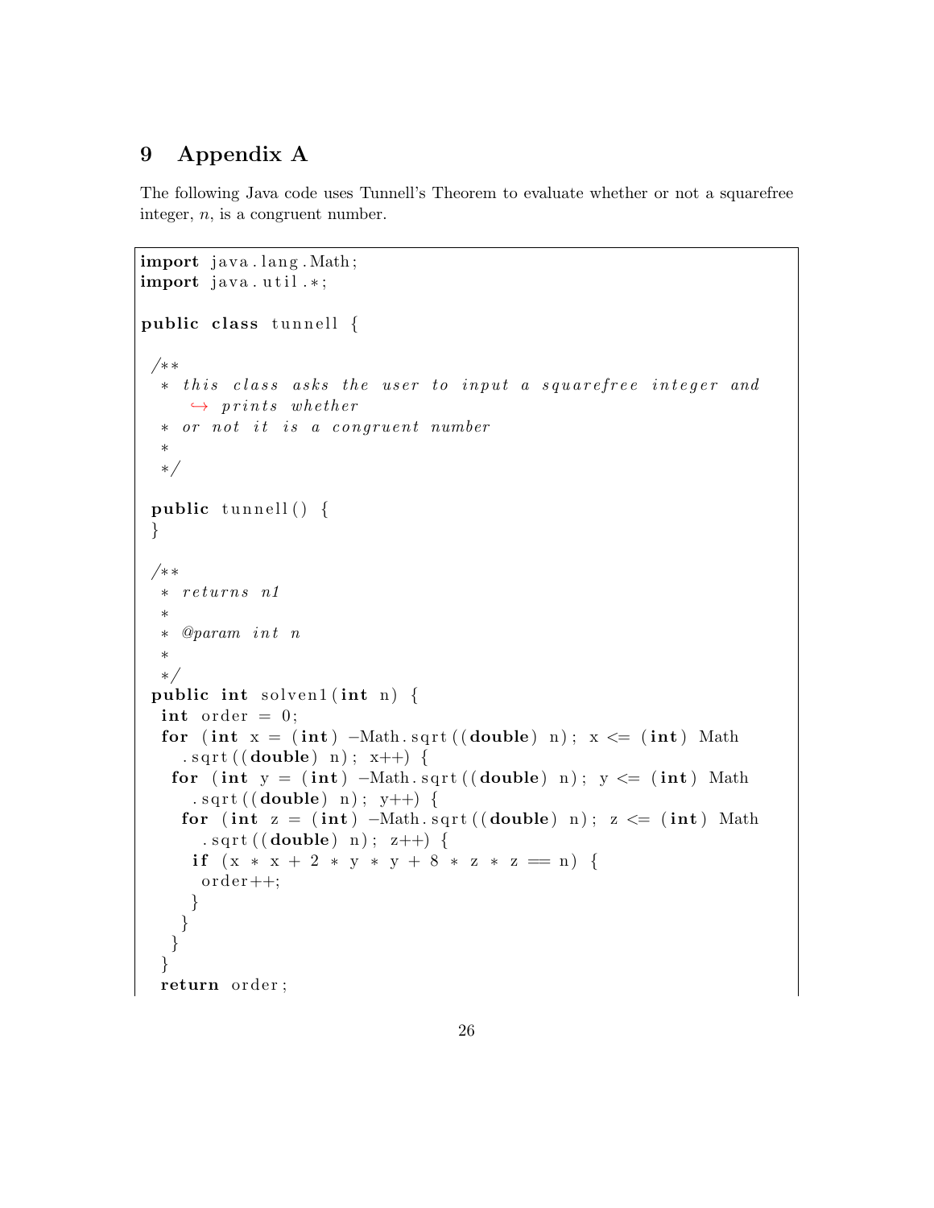# 9 Appendix A

The following Java code uses Tunnell's Theorem to evaluate whether or not a squarefree integer, $n$, is a congruent number.

```
import java.lang.Math;
import java.util.*;

public class tunnell {

 /**
  * this class asks the user to input a squarefree integer and
     prints whether
  * or not it is a congruent number
  *
  */

 public tunnell() {
 }

 /**
  * returns n1
  *
  * @param int n
  *
  */
 public int solven1(int n) {
  int order = 0;
  for (int x = (int) -Math.sqrt((double) n); x <= (int) Math
    .sqrt((double) n); x++) {
   for (int y = (int) -Math.sqrt((double) n); y <= (int) Math
     .sqrt((double) n); y++) {
    for (int z = (int) -Math.sqrt((double) n); z <= (int) Math
      .sqrt((double) n); z++) {
     if (x * x + 2 * y * y + 8 * z * z == n) {
      order++;
     }
    }
   }
  }
  return order;
```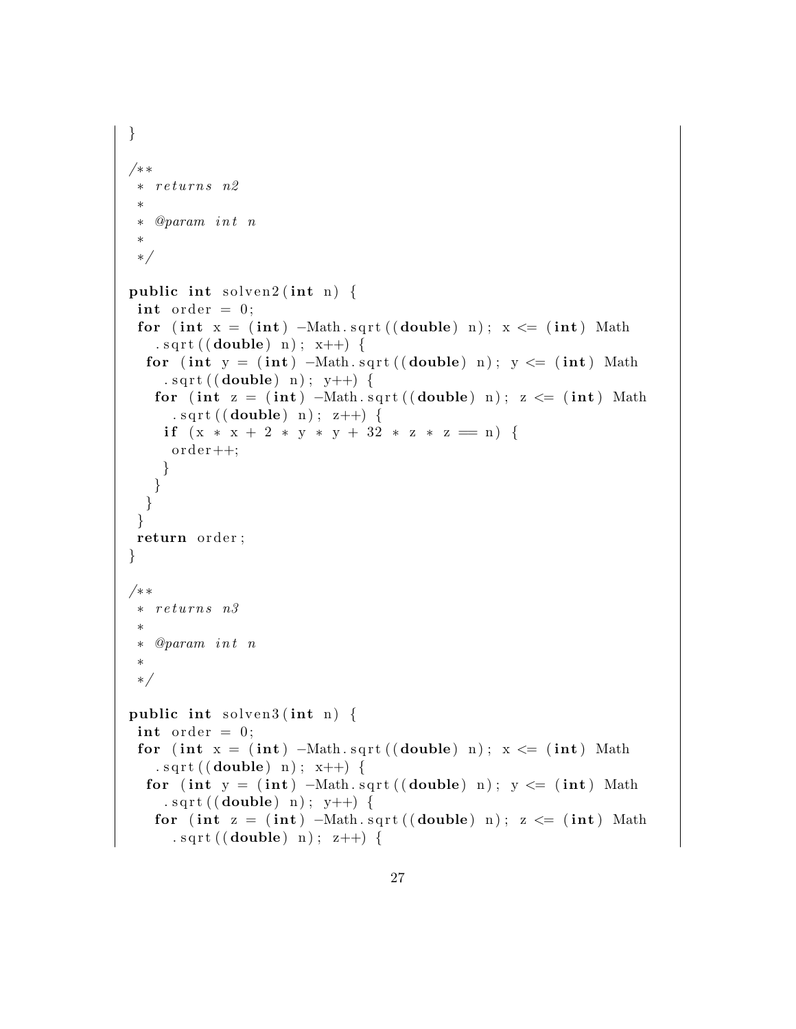```java
}

/**
 * returns n2
 *
 * @param int n
 *
 */

public int solven2(int n) {
 int order = 0;
 for (int x = (int) -Math.sqrt((double) n); x <= (int) Math
    .sqrt((double) n); x++) {
  for (int y = (int) -Math.sqrt((double) n); y <= (int) Math
     .sqrt((double) n); y++) {
   for (int z = (int) -Math.sqrt((double) n); z <= (int) Math
      .sqrt((double) n); z++) {
    if (x * x + 2 * y * y + 32 * z * z == n) {
     order++;
    }
   }
  }
 }
 return order;
}

/**
 * returns n3
 *
 * @param int n
 *
 */

public int solven3(int n) {
 int order = 0;
 for (int x = (int) -Math.sqrt((double) n); x <= (int) Math
    .sqrt((double) n); x++) {
  for (int y = (int) -Math.sqrt((double) n); y <= (int) Math
     .sqrt((double) n); y++) {
   for (int z = (int) -Math.sqrt((double) n); z <= (int) Math
      .sqrt((double) n); z++) {
```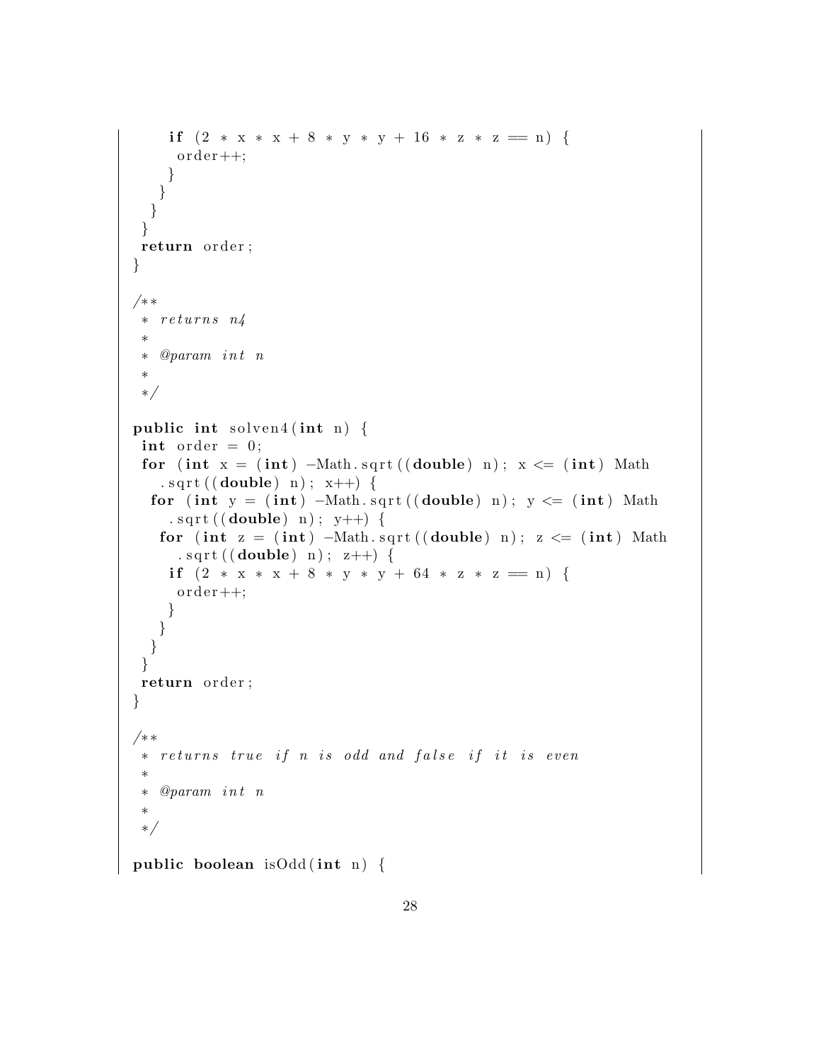```java
      if (2 * x * x + 8 * y * y + 16 * z * z == n) {
       order++;
      }
     }
    }
   }
  return order;
 }

 /**
  * returns n4
  *
  * @param int n
  *
  */

 public int solven4(int n) {
  int order = 0;
  for (int x = (int) -Math.sqrt((double) n); x <= (int) Math
     .sqrt((double) n); x++) {
   for (int y = (int) -Math.sqrt((double) n); y <= (int) Math
      .sqrt((double) n); y++) {
    for (int z = (int) -Math.sqrt((double) n); z <= (int) Math
       .sqrt((double) n); z++) {
     if (2 * x * x + 8 * y * y + 64 * z * z == n) {
      order++;
     }
    }
   }
  }
  return order;
 }

 /**
  * returns true if n is odd and false if it is even
  *
  * @param int n
  *
  */

 public boolean isOdd(int n) {
```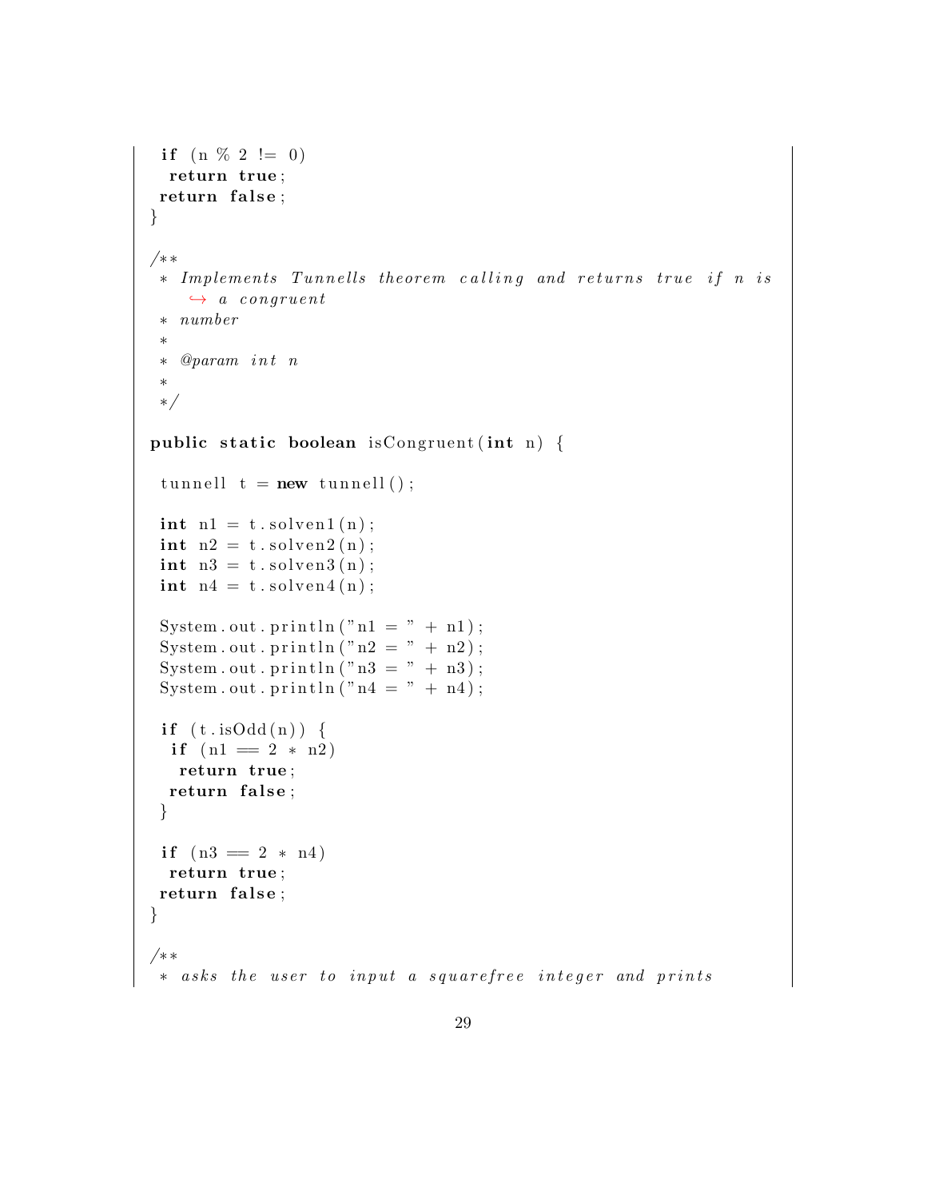```java
  if (n % 2 != 0)
   return true;
  return false;
 }

 /**
  * Implements Tunnells theorem calling and returns true if n is
  * a congruent
  * number
  *
  * @param int n
  *
  */

 public static boolean isCongruent(int n) {

  tunnell t = new tunnell();

  int n1 = t.solven1(n);
  int n2 = t.solven2(n);
  int n3 = t.solven3(n);
  int n4 = t.solven4(n);

  System.out.println("n1 = " + n1);
  System.out.println("n2 = " + n2);
  System.out.println("n3 = " + n3);
  System.out.println("n4 = " + n4);

  if (t.isOdd(n)) {
   if (n1 == 2 * n2)
    return true;
   return false;
  }

  if (n3 == 2 * n4)
   return true;
  return false;
 }

 /**
  * asks the user to input a squarefree integer and prints
```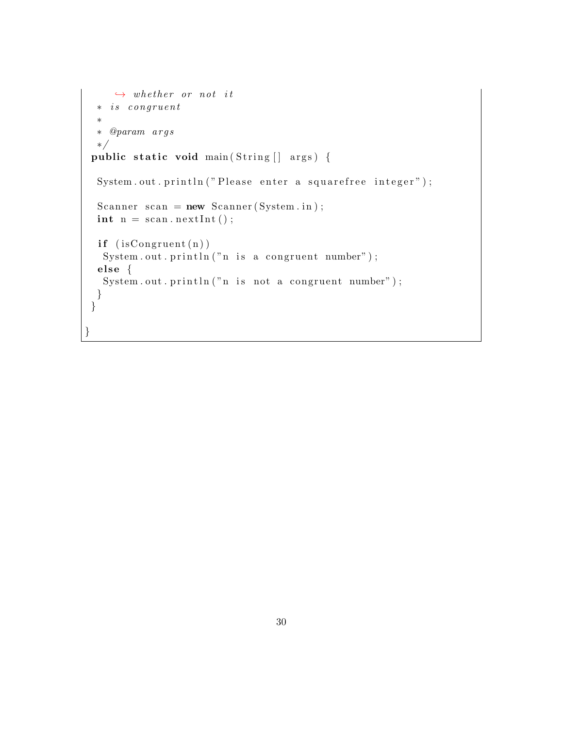```
       ↪ whether or not it
   * is congruent
   *
   * @param args
   */
  public static void main(String[] args) {

   System.out.println("Please enter a squarefree integer");

   Scanner scan = new Scanner(System.in);
   int n = scan.nextInt();

   if (isCongruent(n))
    System.out.println("n is a congruent number");
   else {
    System.out.println("n is not a congruent number");
   }
  }

}
```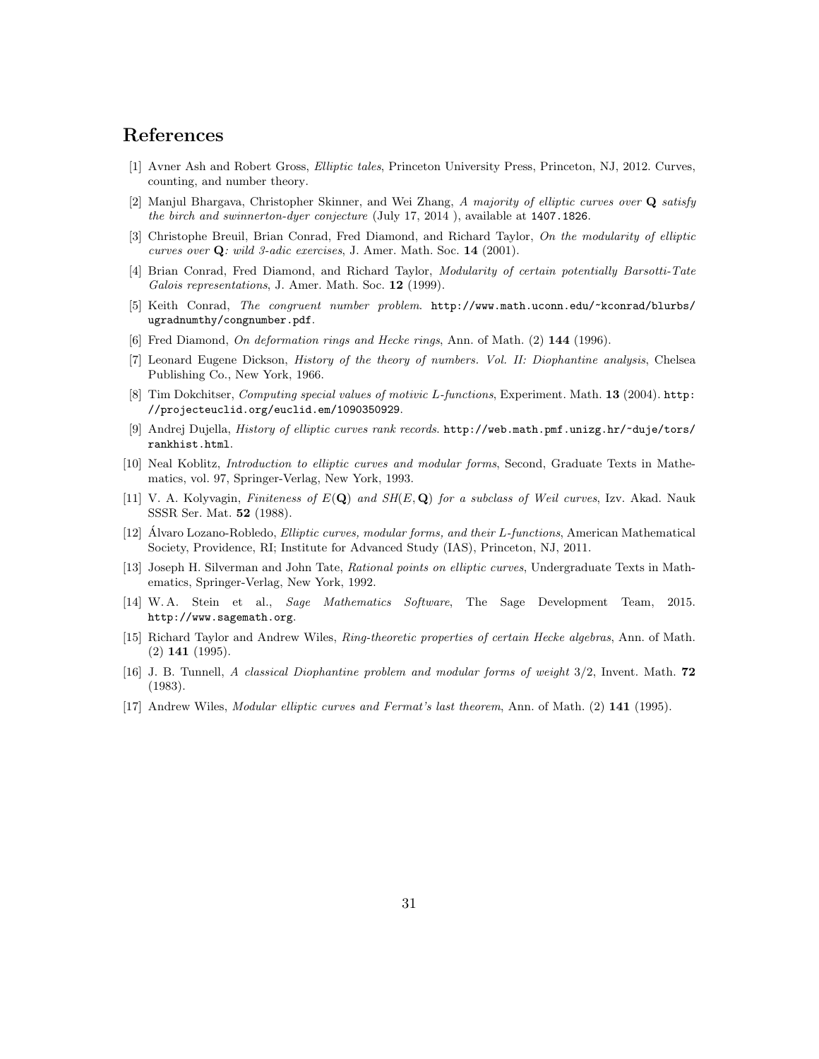# References

[1] Avner Ash and Robert Gross, *Elliptic tales*, Princeton University Press, Princeton, NJ, 2012. Curves, counting, and number theory.

[2] Manjul Bhargava, Christopher Skinner, and Wei Zhang, *A majority of elliptic curves over* $\mathbf{Q}$ *satisfy the birch and swinnerton-dyer conjecture* (July 17, 2014 ), available at 1407.1826.

[3] Christophe Breuil, Brian Conrad, Fred Diamond, and Richard Taylor, *On the modularity of elliptic curves over* $\mathbf{Q}$*: wild 3-adic exercises*, J. Amer. Math. Soc. **14** (2001).

[4] Brian Conrad, Fred Diamond, and Richard Taylor, *Modularity of certain potentially Barsotti-Tate Galois representations*, J. Amer. Math. Soc. **12** (1999).

[5] Keith Conrad, *The congruent number problem*. http://www.math.uconn.edu/~kconrad/blurbs/ugradnumthy/congnumber.pdf.

[6] Fred Diamond, *On deformation rings and Hecke rings*, Ann. of Math. (2) **144** (1996).

[7] Leonard Eugene Dickson, *History of the theory of numbers. Vol. II: Diophantine analysis*, Chelsea Publishing Co., New York, 1966.

[8] Tim Dokchitser, *Computing special values of motivic L-functions*, Experiment. Math. **13** (2004). http://projecteuclid.org/euclid.em/1090350929.

[9] Andrej Dujella, *History of elliptic curves rank records*. http://web.math.pmf.unizg.hr/~duje/tors/rankhist.html.

[10] Neal Koblitz, *Introduction to elliptic curves and modular forms*, Second, Graduate Texts in Mathematics, vol. 97, Springer-Verlag, New York, 1993.

[11] V. A. Kolyvagin, *Finiteness of* $E(\mathbf{Q})$ *and* $SH(E, \mathbf{Q})$ *for a subclass of Weil curves*, Izv. Akad. Nauk SSSR Ser. Mat. **52** (1988).

[12] Álvaro Lozano-Robledo, *Elliptic curves, modular forms, and their L-functions*, American Mathematical Society, Providence, RI; Institute for Advanced Study (IAS), Princeton, NJ, 2011.

[13] Joseph H. Silverman and John Tate, *Rational points on elliptic curves*, Undergraduate Texts in Mathematics, Springer-Verlag, New York, 1992.

[14] W. A. Stein et al., *Sage Mathematics Software*, The Sage Development Team, 2015. http://www.sagemath.org.

[15] Richard Taylor and Andrew Wiles, *Ring-theoretic properties of certain Hecke algebras*, Ann. of Math. (2) **141** (1995).

[16] J. B. Tunnell, *A classical Diophantine problem and modular forms of weight* 3/2, Invent. Math. **72** (1983).

[17] Andrew Wiles, *Modular elliptic curves and Fermat's last theorem*, Ann. of Math. (2) **141** (1995).